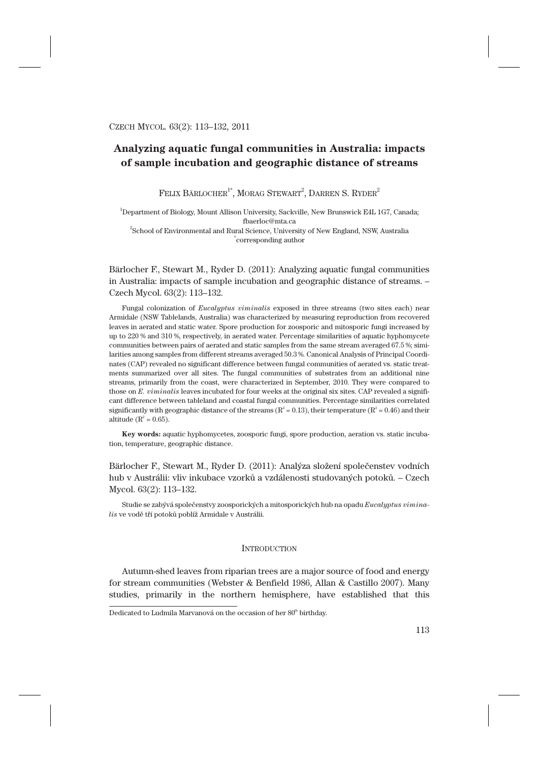# Analyzing aquatic fungal communities in Australia: impacts of sample incubation and geographic distance of streams

FELIX BÄRLOCHER[1*], MORAG STEWART[2], DARREN S. RYDER[2]

[1]Department of Biology, Mount Allison University, Sackville, New Brunswick E4L 1G7, Canada; fbaerloc@mta.ca

[2]School of Environmental and Rural Science, University of New England, NSW, Australia

[*]corresponding author

Bärlocher F., Stewart M., Ryder D. (2011): Analyzing aquatic fungal communities in Australia: impacts of sample incubation and geographic distance of streams. – Czech Mycol. 63(2): 113–132.

Fungal colonization of *Eucalyptus viminalis* exposed in three streams (two sites each) near Armidale (NSW Tablelands, Australia) was characterized by measuring reproduction from recovered leaves in aerated and static water. Spore production for zoosporic and mitosporic fungi increased by up to 220 % and 310 %, respectively, in aerated water. Percentage similarities of aquatic hyphomycete communities between pairs of aerated and static samples from the same stream averaged 67.5 %; similarities among samples from different streams averaged 50.3 %. Canonical Analysis of Principal Coordinates (CAP) revealed no significant difference between fungal communities of aerated vs. static treatments summarized over all sites. The fungal communities of substrates from an additional nine streams, primarily from the coast, were characterized in September, 2010. They were compared to those on *E. viminalis* leaves incubated for four weeks at the original six sites. CAP revealed a significant difference between tableland and coastal fungal communities. Percentage similarities correlated significantly with geographic distance of the streams ($R^2 = 0.13$), their temperature ($R^2 = 0.46$) and their altitude ($R^2 = 0.65$).

**Key words:** aquatic hyphomycetes, zoosporic fungi, spore production, aeration vs. static incubation, temperature, geographic distance.

Bärlocher F., Stewart M., Ryder D. (2011): Analýza složení společenstev vodních hub v Austrálii: vliv inkubace vzorků a vzdálenosti studovaných potoků. – Czech Mycol. 63(2): 113–132.

Studie se zabývá společenstvy zoosporických a mitosporických hub na opadu *Eucalyptus viminalis* ve vodě tří potoků poblíž Armidale v Austrálii.

## INTRODUCTION

Autumn-shed leaves from riparian trees are a major source of food and energy for stream communities (Webster & Benfield 1986, Allan & Castillo 2007). Many studies, primarily in the northern hemisphere, have established that this

Dedicated to Ludmila Marvanová on the occasion of her 80th birthday.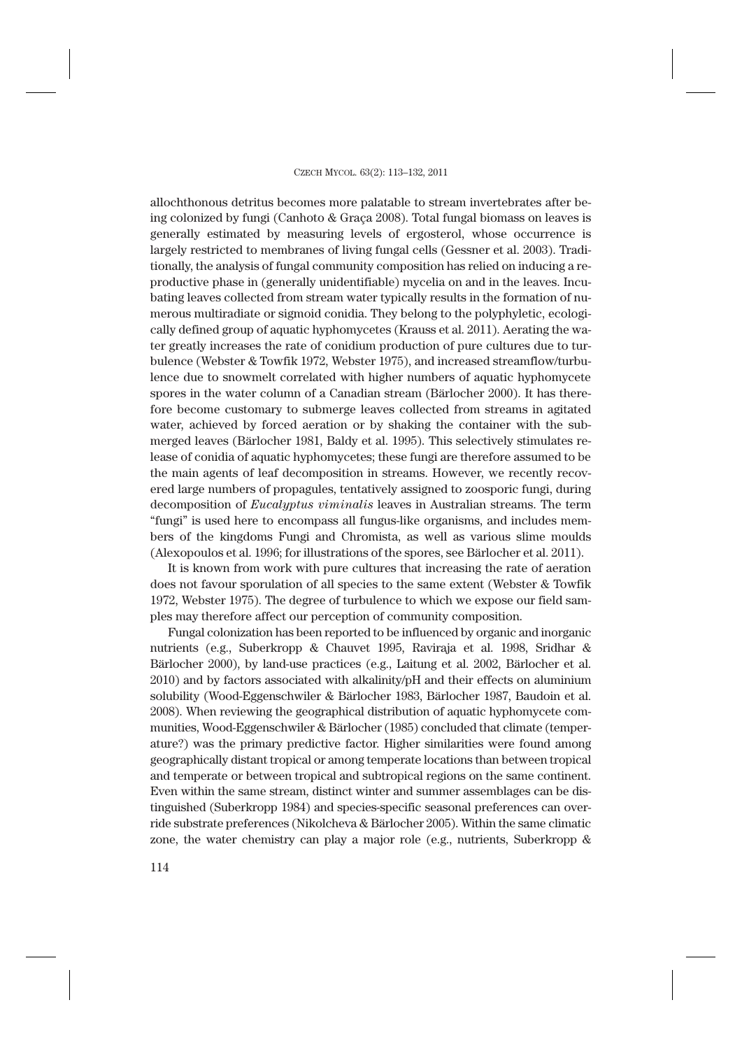allochthonous detritus becomes more palatable to stream invertebrates after being colonized by fungi (Canhoto & Graça 2008). Total fungal biomass on leaves is generally estimated by measuring levels of ergosterol, whose occurrence is largely restricted to membranes of living fungal cells (Gessner et al. 2003). Traditionally, the analysis of fungal community composition has relied on inducing a reproductive phase in (generally unidentifiable) mycelia on and in the leaves. Incubating leaves collected from stream water typically results in the formation of numerous multiradiate or sigmoid conidia. They belong to the polyphyletic, ecologically defined group of aquatic hyphomycetes (Krauss et al. 2011). Aerating the water greatly increases the rate of conidium production of pure cultures due to turbulence (Webster & Towfik 1972, Webster 1975), and increased streamflow/turbulence due to snowmelt correlated with higher numbers of aquatic hyphomycete spores in the water column of a Canadian stream (Bärlocher 2000). It has therefore become customary to submerge leaves collected from streams in agitated water, achieved by forced aeration or by shaking the container with the submerged leaves (Bärlocher 1981, Baldy et al. 1995). This selectively stimulates release of conidia of aquatic hyphomycetes; these fungi are therefore assumed to be the main agents of leaf decomposition in streams. However, we recently recovered large numbers of propagules, tentatively assigned to zoosporic fungi, during decomposition of *Eucalyptus viminalis* leaves in Australian streams. The term "fungi" is used here to encompass all fungus-like organisms, and includes members of the kingdoms Fungi and Chromista, as well as various slime moulds (Alexopoulos et al. 1996; for illustrations of the spores, see Bärlocher et al. 2011).

It is known from work with pure cultures that increasing the rate of aeration does not favour sporulation of all species to the same extent (Webster & Towfik 1972, Webster 1975). The degree of turbulence to which we expose our field samples may therefore affect our perception of community composition.

Fungal colonization has been reported to be influenced by organic and inorganic nutrients (e.g., Suberkropp & Chauvet 1995, Raviraja et al. 1998, Sridhar & Bärlocher 2000), by land-use practices (e.g., Laitung et al. 2002, Bärlocher et al. 2010) and by factors associated with alkalinity/pH and their effects on aluminium solubility (Wood-Eggenschwiler & Bärlocher 1983, Bärlocher 1987, Baudoin et al. 2008). When reviewing the geographical distribution of aquatic hyphomycete communities, Wood-Eggenschwiler & Bärlocher (1985) concluded that climate (temperature?) was the primary predictive factor. Higher similarities were found among geographically distant tropical or among temperate locations than between tropical and temperate or between tropical and subtropical regions on the same continent. Even within the same stream, distinct winter and summer assemblages can be distinguished (Suberkropp 1984) and species-specific seasonal preferences can override substrate preferences (Nikolcheva & Bärlocher 2005). Within the same climatic zone, the water chemistry can play a major role (e.g., nutrients, Suberkropp &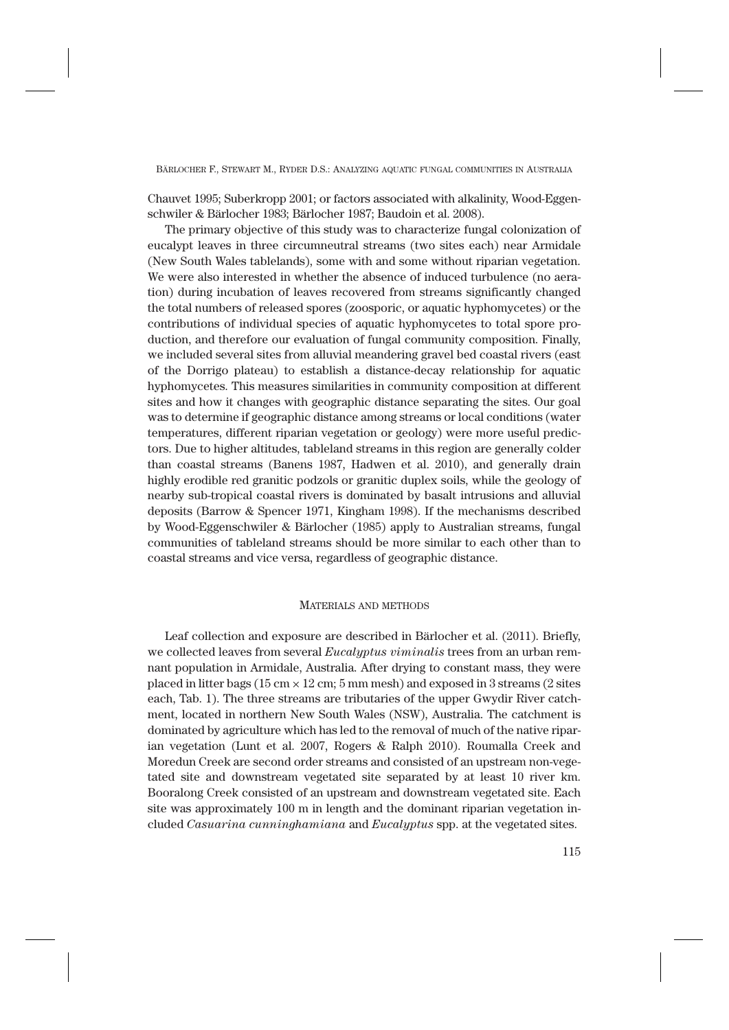Chauvet 1995; Suberkropp 2001; or factors associated with alkalinity, Wood-Eggenschwiler & Bärlocher 1983; Bärlocher 1987; Baudoin et al. 2008).

The primary objective of this study was to characterize fungal colonization of eucalypt leaves in three circumneutral streams (two sites each) near Armidale (New South Wales tablelands), some with and some without riparian vegetation. We were also interested in whether the absence of induced turbulence (no aeration) during incubation of leaves recovered from streams significantly changed the total numbers of released spores (zoosporic, or aquatic hyphomycetes) or the contributions of individual species of aquatic hyphomycetes to total spore production, and therefore our evaluation of fungal community composition. Finally, we included several sites from alluvial meandering gravel bed coastal rivers (east of the Dorrigo plateau) to establish a distance-decay relationship for aquatic hyphomycetes. This measures similarities in community composition at different sites and how it changes with geographic distance separating the sites. Our goal was to determine if geographic distance among streams or local conditions (water temperatures, different riparian vegetation or geology) were more useful predictors. Due to higher altitudes, tableland streams in this region are generally colder than coastal streams (Banens 1987, Hadwen et al. 2010), and generally drain highly erodible red granitic podzols or granitic duplex soils, while the geology of nearby sub-tropical coastal rivers is dominated by basalt intrusions and alluvial deposits (Barrow & Spencer 1971, Kingham 1998). If the mechanisms described by Wood-Eggenschwiler & Bärlocher (1985) apply to Australian streams, fungal communities of tableland streams should be more similar to each other than to coastal streams and vice versa, regardless of geographic distance.

## Materials and methods

Leaf collection and exposure are described in Bärlocher et al. (2011). Briefly, we collected leaves from several *Eucalyptus viminalis* trees from an urban remnant population in Armidale, Australia. After drying to constant mass, they were placed in litter bags (15 cm × 12 cm; 5 mm mesh) and exposed in 3 streams (2 sites each, Tab. 1). The three streams are tributaries of the upper Gwydir River catchment, located in northern New South Wales (NSW), Australia. The catchment is dominated by agriculture which has led to the removal of much of the native riparian vegetation (Lunt et al. 2007, Rogers & Ralph 2010). Roumalla Creek and Moredun Creek are second order streams and consisted of an upstream non-vegetated site and downstream vegetated site separated by at least 10 river km. Booralong Creek consisted of an upstream and downstream vegetated site. Each site was approximately 100 m in length and the dominant riparian vegetation included *Casuarina cunninghamiana* and *Eucalyptus* spp. at the vegetated sites.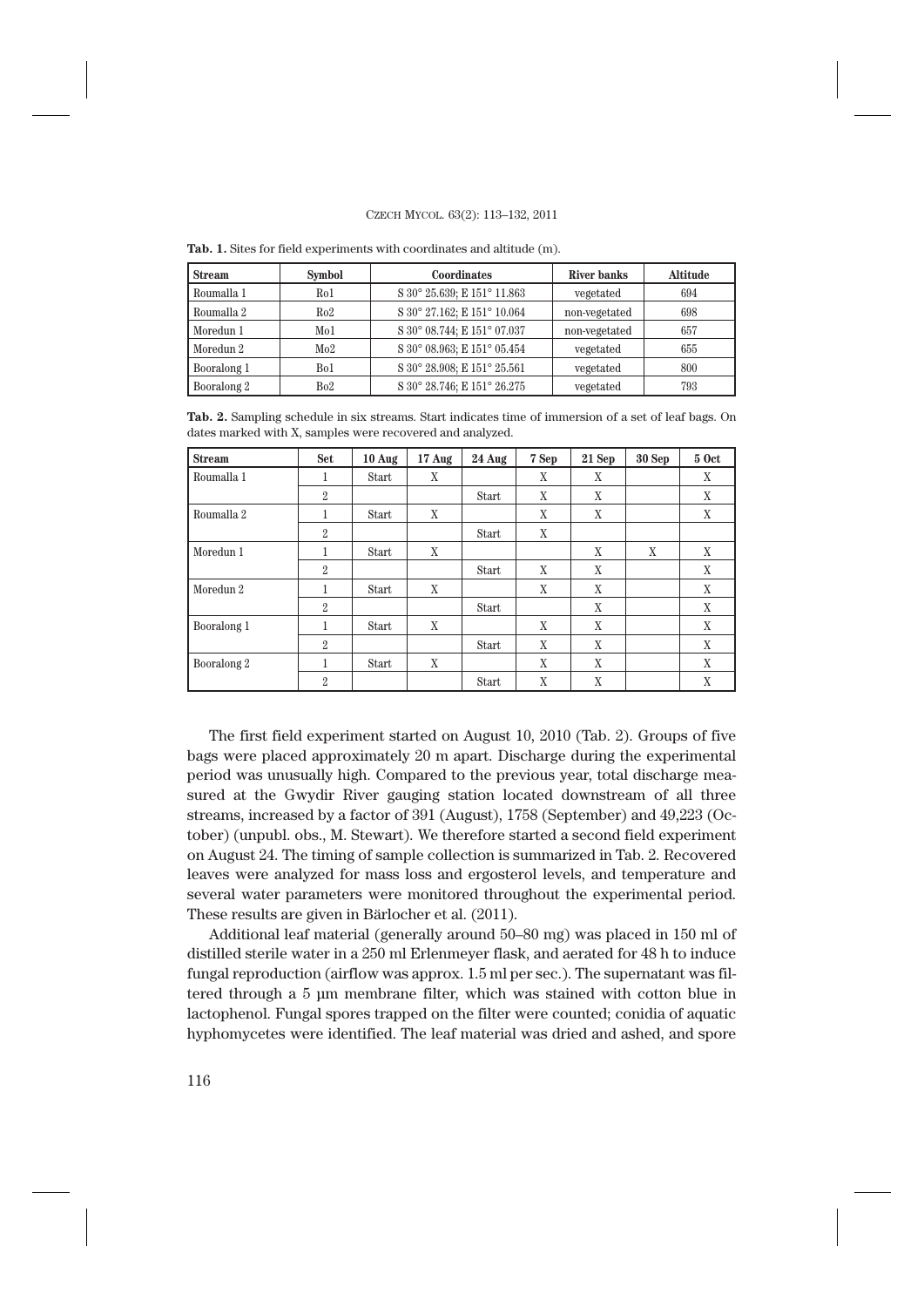**Tab. 1.** Sites for field experiments with coordinates and altitude (m).

| Stream | Symbol | Coordinates | River banks | Altitude |
|---|---|---|---|---|
| Roumalla 1 | Ro1 | S 30° 25.639; E 151° 11.863 | vegetated | 694 |
| Roumalla 2 | Ro2 | S 30° 27.162; E 151° 10.064 | non-vegetated | 698 |
| Moredun 1 | Mo1 | S 30° 08.744; E 151° 07.037 | non-vegetated | 657 |
| Moredun 2 | Mo2 | S 30° 08.963; E 151° 05.454 | vegetated | 655 |
| Booralong 1 | Bo1 | S 30° 28.908; E 151° 25.561 | vegetated | 800 |
| Booralong 2 | Bo2 | S 30° 28.746; E 151° 26.275 | vegetated | 793 |

**Tab. 2.** Sampling schedule in six streams. Start indicates time of immersion of a set of leaf bags. On dates marked with X, samples were recovered and analyzed.

| Stream | Set | 10 Aug | 17 Aug | 24 Aug | 7 Sep | 21 Sep | 30 Sep | 5 Oct |
|---|---|---|---|---|---|---|---|---|
| Roumalla 1 | 1 | Start | X | | X | X | | X |
| | 2 | | | Start | X | X | | X |
| Roumalla 2 | 1 | Start | X | | X | X | | X |
| | 2 | | | Start | X | | | |
| Moredun 1 | 1 | Start | X | | | X | X | X |
| | 2 | | | Start | X | X | | X |
| Moredun 2 | 1 | Start | X | | X | X | | X |
| | 2 | | | Start | | X | | X |
| Booralong 1 | 1 | Start | X | | X | X | | X |
| | 2 | | | Start | X | X | | X |
| Booralong 2 | 1 | Start | X | | X | X | | X |
| | 2 | | | Start | X | X | | X |

The first field experiment started on August 10, 2010 (Tab. 2). Groups of five bags were placed approximately 20 m apart. Discharge during the experimental period was unusually high. Compared to the previous year, total discharge measured at the Gwydir River gauging station located downstream of all three streams, increased by a factor of 391 (August), 1758 (September) and 49,223 (October) (unpubl. obs., M. Stewart). We therefore started a second field experiment on August 24. The timing of sample collection is summarized in Tab. 2. Recovered leaves were analyzed for mass loss and ergosterol levels, and temperature and several water parameters were monitored throughout the experimental period. These results are given in Bärlocher et al. (2011).

Additional leaf material (generally around 50–80 mg) was placed in 150 ml of distilled sterile water in a 250 ml Erlenmeyer flask, and aerated for 48 h to induce fungal reproduction (airflow was approx. 1.5 ml per sec.). The supernatant was filtered through a 5 µm membrane filter, which was stained with cotton blue in lactophenol. Fungal spores trapped on the filter were counted; conidia of aquatic hyphomycetes were identified. The leaf material was dried and ashed, and spore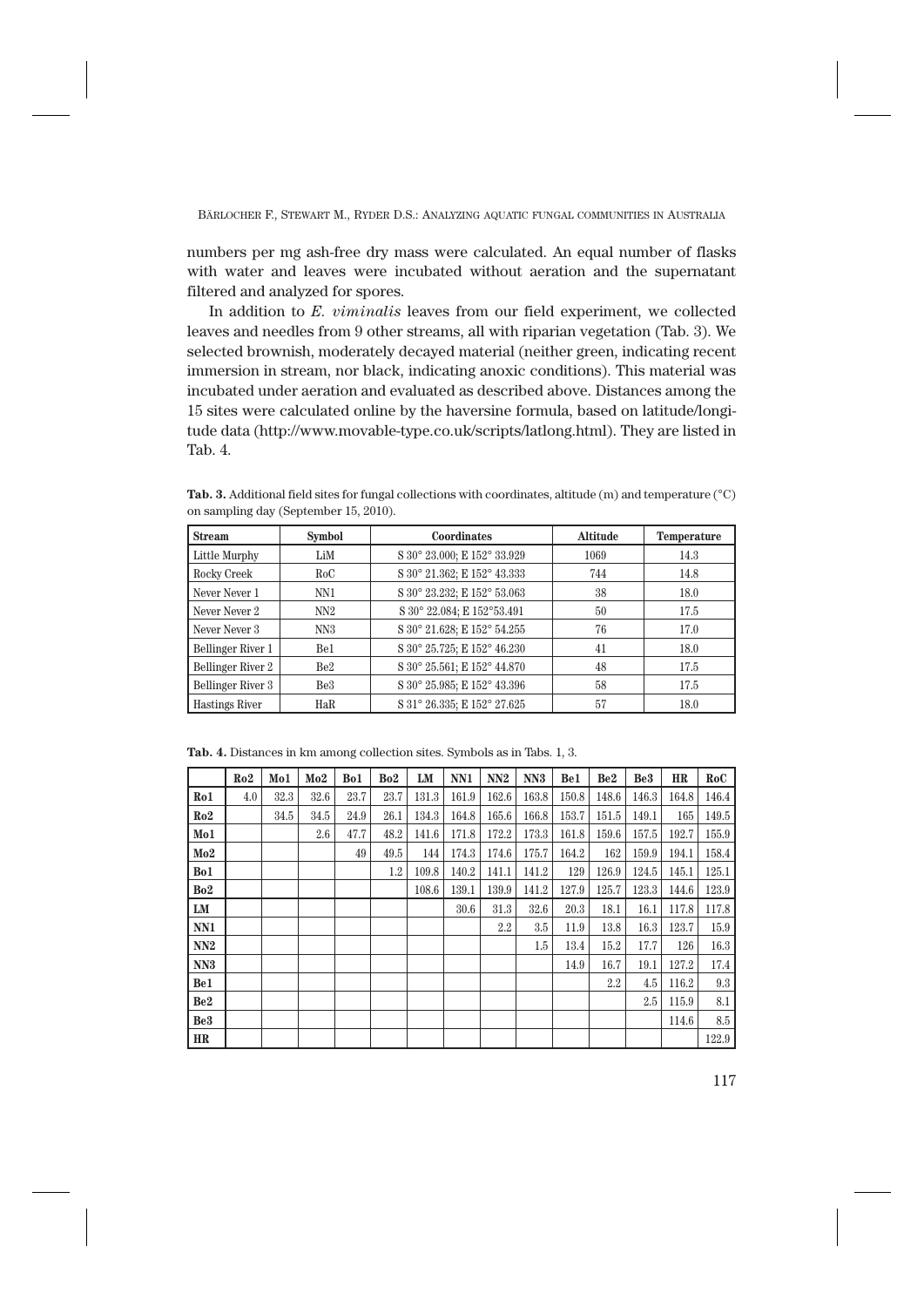numbers per mg ash-free dry mass were calculated. An equal number of flasks with water and leaves were incubated without aeration and the supernatant filtered and analyzed for spores.

In addition to *E. viminalis* leaves from our field experiment, we collected leaves and needles from 9 other streams, all with riparian vegetation (Tab. 3). We selected brownish, moderately decayed material (neither green, indicating recent immersion in stream, nor black, indicating anoxic conditions). This material was incubated under aeration and evaluated as described above. Distances among the 15 sites were calculated online by the haversine formula, based on latitude/longitude data (http://www.movable-type.co.uk/scripts/latlong.html). They are listed in Tab. 4.

**Tab. 3.** Additional field sites for fungal collections with coordinates, altitude (m) and temperature (°C) on sampling day (September 15, 2010).

| Stream | Symbol | Coordinates | Altitude | Temperature |
|---|---|---|---|---|
| Little Murphy | LiM | S 30° 23.000; E 152° 33.929 | 1069 | 14.3 |
| Rocky Creek | RoC | S 30° 21.362; E 152° 43.333 | 744 | 14.8 |
| Never Never 1 | NN1 | S 30° 23.232; E 152° 53.063 | 38 | 18.0 |
| Never Never 2 | NN2 | S 30° 22.084; E 152°53.491 | 50 | 17.5 |
| Never Never 3 | NN3 | S 30° 21.628; E 152° 54.255 | 76 | 17.0 |
| Bellinger River 1 | Be1 | S 30° 25.725; E 152° 46.230 | 41 | 18.0 |
| Bellinger River 2 | Be2 | S 30° 25.561; E 152° 44.870 | 48 | 17.5 |
| Bellinger River 3 | Be3 | S 30° 25.985; E 152° 43.396 | 58 | 17.5 |
| Hastings River | HaR | S 31° 26.335; E 152° 27.625 | 57 | 18.0 |

**Tab. 4.** Distances in km among collection sites. Symbols as in Tabs. 1, 3.

| | Ro2 | Mo1 | Mo2 | Bo1 | Bo2 | LM | NN1 | NN2 | NN3 | Be1 | Be2 | Be3 | HR | RoC |
|---|---|---|---|---|---|---|---|---|---|---|---|---|---|---|
| **Ro1** | 4.0 | 32.3 | 32.6 | 23.7 | 23.7 | 131.3 | 161.9 | 162.6 | 163.8 | 150.8 | 148.6 | 146.3 | 164.8 | 146.4 |
| **Ro2** | | 34.5 | 34.5 | 24.9 | 26.1 | 134.3 | 164.8 | 165.6 | 166.8 | 153.7 | 151.5 | 149.1 | 165 | 149.5 |
| **Mo1** | | | 2.6 | 47.7 | 48.2 | 141.6 | 171.8 | 172.2 | 173.3 | 161.8 | 159.6 | 157.5 | 192.7 | 155.9 |
| **Mo2** | | | | 49 | 49.5 | 144 | 174.3 | 174.6 | 175.7 | 164.2 | 162 | 159.9 | 194.1 | 158.4 |
| **Bo1** | | | | | 1.2 | 109.8 | 140.2 | 141.1 | 141.2 | 129 | 126.9 | 124.5 | 145.1 | 125.1 |
| **Bo2** | | | | | | 108.6 | 139.1 | 139.9 | 141.2 | 127.9 | 125.7 | 123.3 | 144.6 | 123.9 |
| **LM** | | | | | | | 30.6 | 31.3 | 32.6 | 20.3 | 18.1 | 16.1 | 117.8 | 117.8 |
| **NN1** | | | | | | | | 2.2 | 3.5 | 11.9 | 13.8 | 16.3 | 123.7 | 15.9 |
| **NN2** | | | | | | | | | 1.5 | 13.4 | 15.2 | 17.7 | 126 | 16.3 |
| **NN3** | | | | | | | | | | 14.9 | 16.7 | 19.1 | 127.2 | 17.4 |
| **Be1** | | | | | | | | | | | 2.2 | 4.5 | 116.2 | 9.3 |
| **Be2** | | | | | | | | | | | | 2.5 | 115.9 | 8.1 |
| **Be3** | | | | | | | | | | | | | 114.6 | 8.5 |
| **HR** | | | | | | | | | | | | | | 122.9 |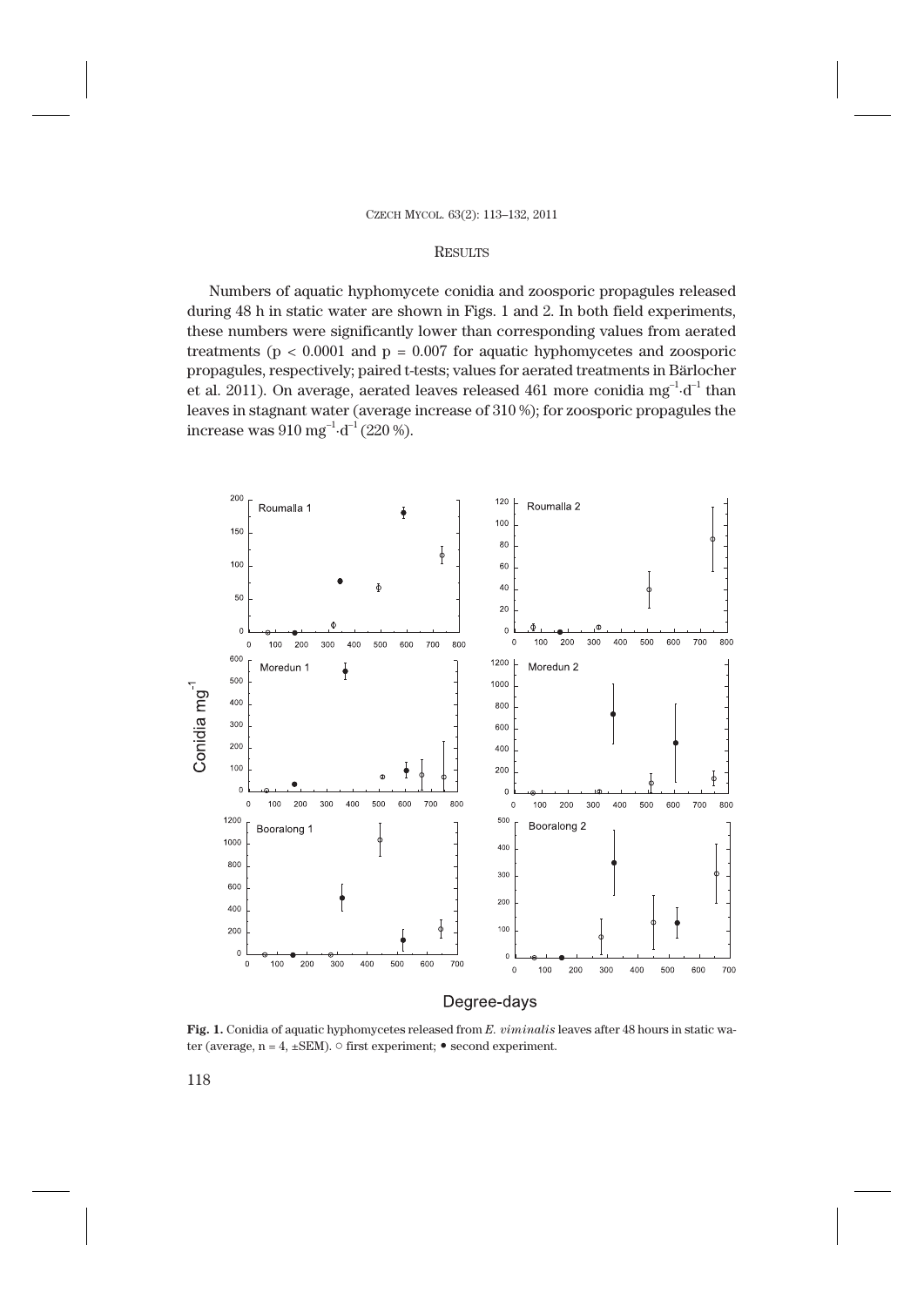## Results

Numbers of aquatic hyphomycete conidia and zoosporic propagules released during 48 h in static water are shown in Figs. 1 and 2. In both field experiments, these numbers were significantly lower than corresponding values from aerated treatments ($p < 0.0001$ and $p = 0.007$ for aquatic hyphomycetes and zoosporic propagules, respectively; paired t-tests; values for aerated treatments in Bärlocher et al. 2011). On average, aerated leaves released 461 more conidia $mg^{-1} \cdot d^{-1}$ than leaves in stagnant water (average increase of 310 %); for zoosporic propagules the increase was 910 $mg^{-1} \cdot d^{-1}$ (220 %).

**Fig. 1.** Conidia of aquatic hyphomycetes released from *E. viminalis* leaves after 48 hours in static water (average, n = 4, ±SEM). ○ first experiment; ● second experiment.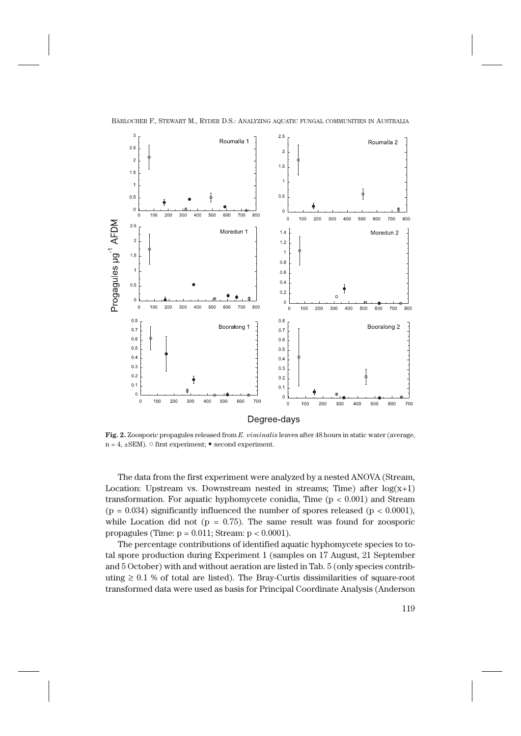**Fig. 2.** Zoosporic propagules released from *E. viminalis* leaves after 48 hours in static water (average, n = 4, ±SEM). ○ first experiment; ● second experiment.

The data from the first experiment were analyzed by a nested ANOVA (Stream, Location: Upstream vs. Downstream nested in streams; Time) after log(x+1) transformation. For aquatic hyphomycete conidia, Time ($p < 0.001$) and Stream ($p = 0.034$) significantly influenced the number of spores released ($p < 0.0001$), while Location did not ($p = 0.75$). The same result was found for zoosporic propagules (Time: $p = 0.011$; Stream: $p < 0.0001$).

The percentage contributions of identified aquatic hyphomycete species to total spore production during Experiment 1 (samples on 17 August, 21 September and 5 October) with and without aeration are listed in Tab. 5 (only species contributing ≥ 0.1 % of total are listed). The Bray-Curtis dissimilarities of square-root transformed data were used as basis for Principal Coordinate Analysis (Anderson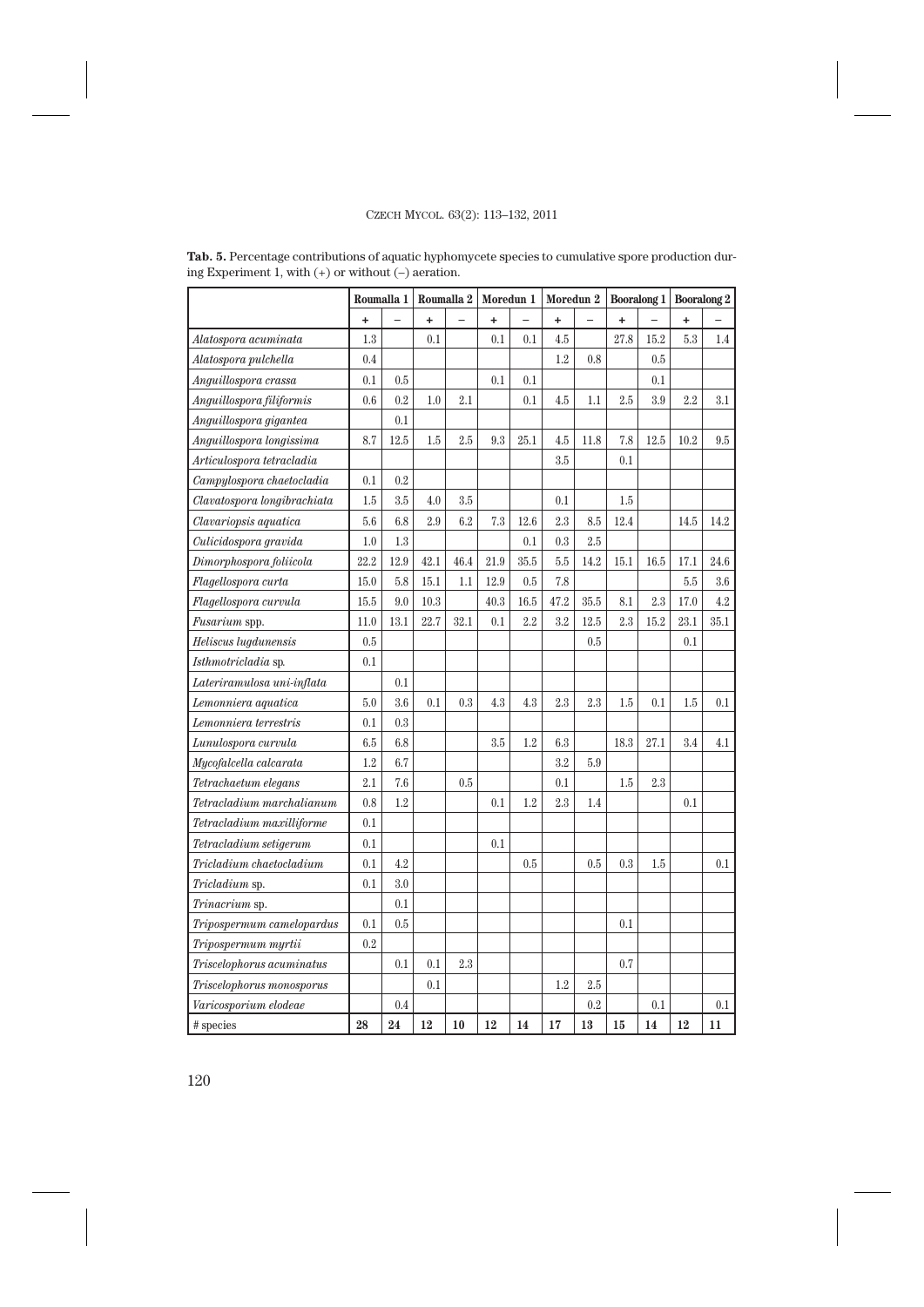**Tab. 5.** Percentage contributions of aquatic hyphomycete species to cumulative spore production during Experiment 1, with (+) or without (–) aeration.

| | Roumalla 1 | | Roumalla 2 | | Moredun 1 | | Moredun 2 | | Booralong 1 | | Booralong 2 | |
|---|---|---|---|---|---|---|---|---|---|---|---|---|
| | + | – | + | – | + | – | + | – | + | – | + | – |
| *Alatospora acuminata* | 1.3 | | 0.1 | | 0.1 | 0.1 | 4.5 | | 27.8 | 15.2 | 5.3 | 1.4 |
| *Alatospora pulchella* | 0.4 | | | | | | 1.2 | 0.8 | | 0.5 | | |
| *Anguillospora crassa* | 0.1 | 0.5 | | | 0.1 | 0.1 | | | | 0.1 | | |
| *Anguillospora filiformis* | 0.6 | 0.2 | 1.0 | 2.1 | | 0.1 | 4.5 | 1.1 | 2.5 | 3.9 | 2.2 | 3.1 |
| *Anguillospora gigantea* | | 0.1 | | | | | | | | | | |
| *Anguillospora longissima* | 8.7 | 12.5 | 1.5 | 2.5 | 9.3 | 25.1 | 4.5 | 11.8 | 7.8 | 12.5 | 10.2 | 9.5 |
| *Articulospora tetracladia* | | | | | | | 3.5 | | 0.1 | | | |
| *Campylospora chaetocladia* | 0.1 | 0.2 | | | | | | | | | | |
| *Clavatospora longibrachiata* | 1.5 | 3.5 | 4.0 | 3.5 | | | 0.1 | | 1.5 | | | |
| *Clavariopsis aquatica* | 5.6 | 6.8 | 2.9 | 6.2 | 7.3 | 12.6 | 2.3 | 8.5 | 12.4 | | 14.5 | 14.2 |
| *Culicidospora gravida* | 1.0 | 1.3 | | | | 0.1 | 0.3 | 2.5 | | | | |
| *Dimorphospora foliicola* | 22.2 | 12.9 | 42.1 | 46.4 | 21.9 | 35.5 | 5.5 | 14.2 | 15.1 | 16.5 | 17.1 | 24.6 |
| *Flagellospora curta* | 15.0 | 5.8 | 15.1 | 1.1 | 12.9 | 0.5 | 7.8 | | | | 5.5 | 3.6 |
| *Flagellospora curvula* | 15.5 | 9.0 | 10.3 | | 40.3 | 16.5 | 47.2 | 35.5 | 8.1 | 2.3 | 17.0 | 4.2 |
| *Fusarium* spp. | 11.0 | 13.1 | 22.7 | 32.1 | 0.1 | 2.2 | 3.2 | 12.5 | 2.3 | 15.2 | 23.1 | 35.1 |
| *Heliscus lugdunensis* | 0.5 | | | | | | | 0.5 | | | 0.1 | |
| *Isthmotricladia* sp. | 0.1 | | | | | | | | | | | |
| *Lateriramulosa uni-inflata* | | 0.1 | | | | | | | | | | |
| *Lemonniera aquatica* | 5.0 | 3.6 | 0.1 | 0.3 | 4.3 | 4.3 | 2.3 | 2.3 | 1.5 | 0.1 | 1.5 | 0.1 |
| *Lemonniera terrestris* | 0.1 | 0.3 | | | | | | | | | | |
| *Lunulospora curvula* | 6.5 | 6.8 | | | 3.5 | 1.2 | 6.3 | | 18.3 | 27.1 | 3.4 | 4.1 |
| *Mycofalcella calcarata* | 1.2 | 6.7 | | | | | 3.2 | 5.9 | | | | |
| *Tetrachaetum elegans* | 2.1 | 7.6 | | 0.5 | | | 0.1 | | 1.5 | 2.3 | | |
| *Tetracladium marchalianum* | 0.8 | 1.2 | | | 0.1 | 1.2 | 2.3 | 1.4 | | | 0.1 | |
| *Tetracladium maxilliforme* | 0.1 | | | | | | | | | | | |
| *Tetracladium setigerum* | 0.1 | | | | 0.1 | | | | | | | |
| *Tricladium chaetocladium* | 0.1 | 4.2 | | | | 0.5 | | 0.5 | 0.3 | 1.5 | | 0.1 |
| *Tricladium* sp. | 0.1 | 3.0 | | | | | | | | | | |
| *Trinacrium* sp. | | 0.1 | | | | | | | | | | |
| *Tripospermum camelopardus* | 0.1 | 0.5 | | | | | | | 0.1 | | | |
| *Tripospermum myrtii* | 0.2 | | | | | | | | | | | |
| *Triscelophorus acuminatus* | | 0.1 | 0.1 | 2.3 | | | | | 0.7 | | | |
| *Triscelophorus monosporus* | | | 0.1 | | | | 1.2 | 2.5 | | | | |
| *Varicosporium elodeae* | | 0.4 | | | | | | 0.2 | | 0.1 | | 0.1 |
| # species | **28** | **24** | **12** | **10** | **12** | **14** | **17** | **13** | **15** | **14** | **12** | **11** |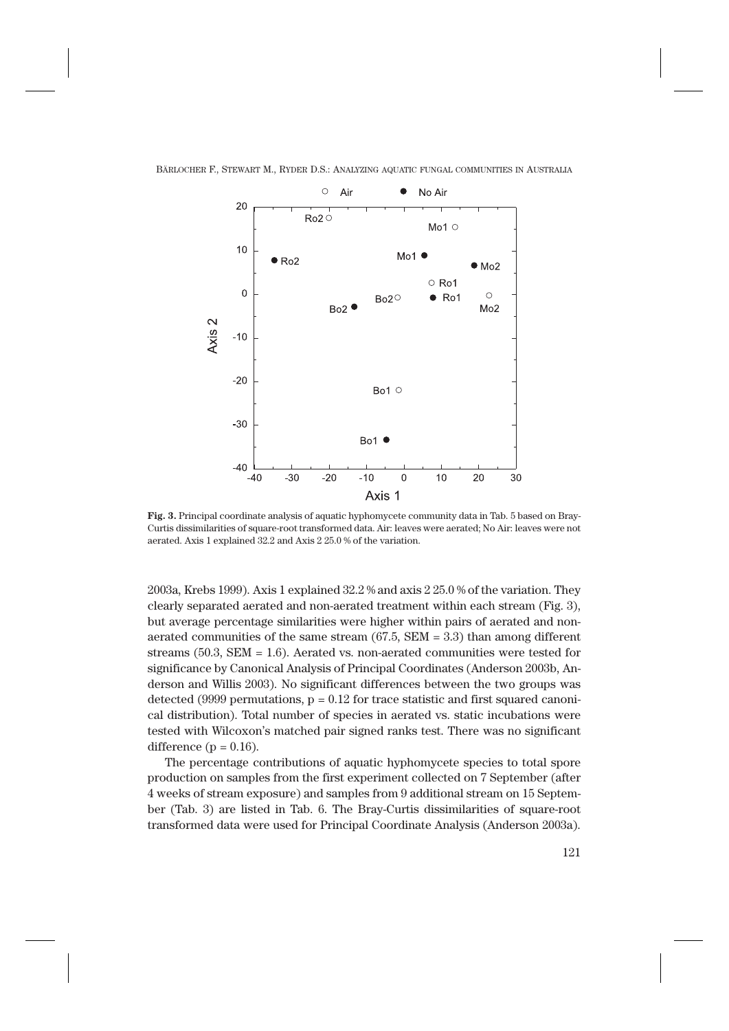**Fig. 3.** Principal coordinate analysis of aquatic hyphomycete community data in Tab. 5 based on Bray-Curtis dissimilarities of square-root transformed data. Air: leaves were aerated; No Air: leaves were not aerated. Axis 1 explained 32.2 and Axis 2 25.0 % of the variation.

2003a, Krebs 1999). Axis 1 explained 32.2 % and axis 2 25.0 % of the variation. They clearly separated aerated and non-aerated treatment within each stream (Fig. 3), but average percentage similarities were higher within pairs of aerated and non-aerated communities of the same stream (67.5, SEM = 3.3) than among different streams (50.3, SEM = 1.6). Aerated vs. non-aerated communities were tested for significance by Canonical Analysis of Principal Coordinates (Anderson 2003b, Anderson and Willis 2003). No significant differences between the two groups was detected (9999 permutations, $p = 0.12$ for trace statistic and first squared canonical distribution). Total number of species in aerated vs. static incubations were tested with Wilcoxon's matched pair signed ranks test. There was no significant difference ($p = 0.16$).

The percentage contributions of aquatic hyphomycete species to total spore production on samples from the first experiment collected on 7 September (after 4 weeks of stream exposure) and samples from 9 additional stream on 15 September (Tab. 3) are listed in Tab. 6. The Bray-Curtis dissimilarities of square-root transformed data were used for Principal Coordinate Analysis (Anderson 2003a).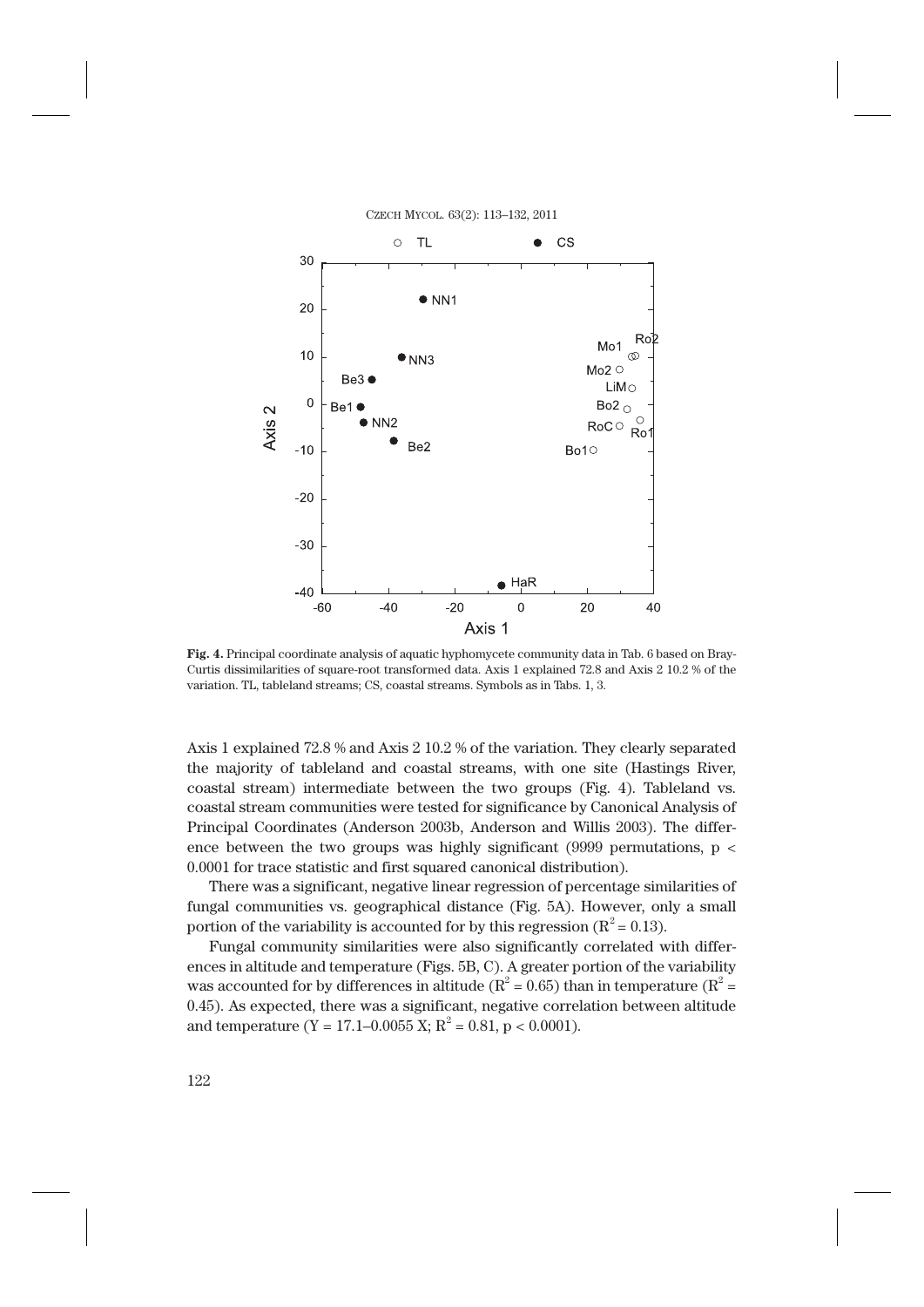**Fig. 4.** Principal coordinate analysis of aquatic hyphomycete community data in Tab. 6 based on Bray-Curtis dissimilarities of square-root transformed data. Axis 1 explained 72.8 and Axis 2 10.2 % of the variation. TL, tableland streams; CS, coastal streams. Symbols as in Tabs. 1, 3.

Axis 1 explained 72.8 % and Axis 2 10.2 % of the variation. They clearly separated the majority of tableland and coastal streams, with one site (Hastings River, coastal stream) intermediate between the two groups (Fig. 4). Tableland vs. coastal stream communities were tested for significance by Canonical Analysis of Principal Coordinates (Anderson 2003b, Anderson and Willis 2003). The difference between the two groups was highly significant (9999 permutations, $p < 0.0001$ for trace statistic and first squared canonical distribution).

There was a significant, negative linear regression of percentage similarities of fungal communities vs. geographical distance (Fig. 5A). However, only a small portion of the variability is accounted for by this regression ($R^2 = 0.13$).

Fungal community similarities were also significantly correlated with differences in altitude and temperature (Figs. 5B, C). A greater portion of the variability was accounted for by differences in altitude ($R^2 = 0.65$) than in temperature ($R^2 = 0.45$). As expected, there was a significant, negative correlation between altitude and temperature ($Y = 17.1–0.0055 X$; $R^2 = 0.81$, $p < 0.0001$).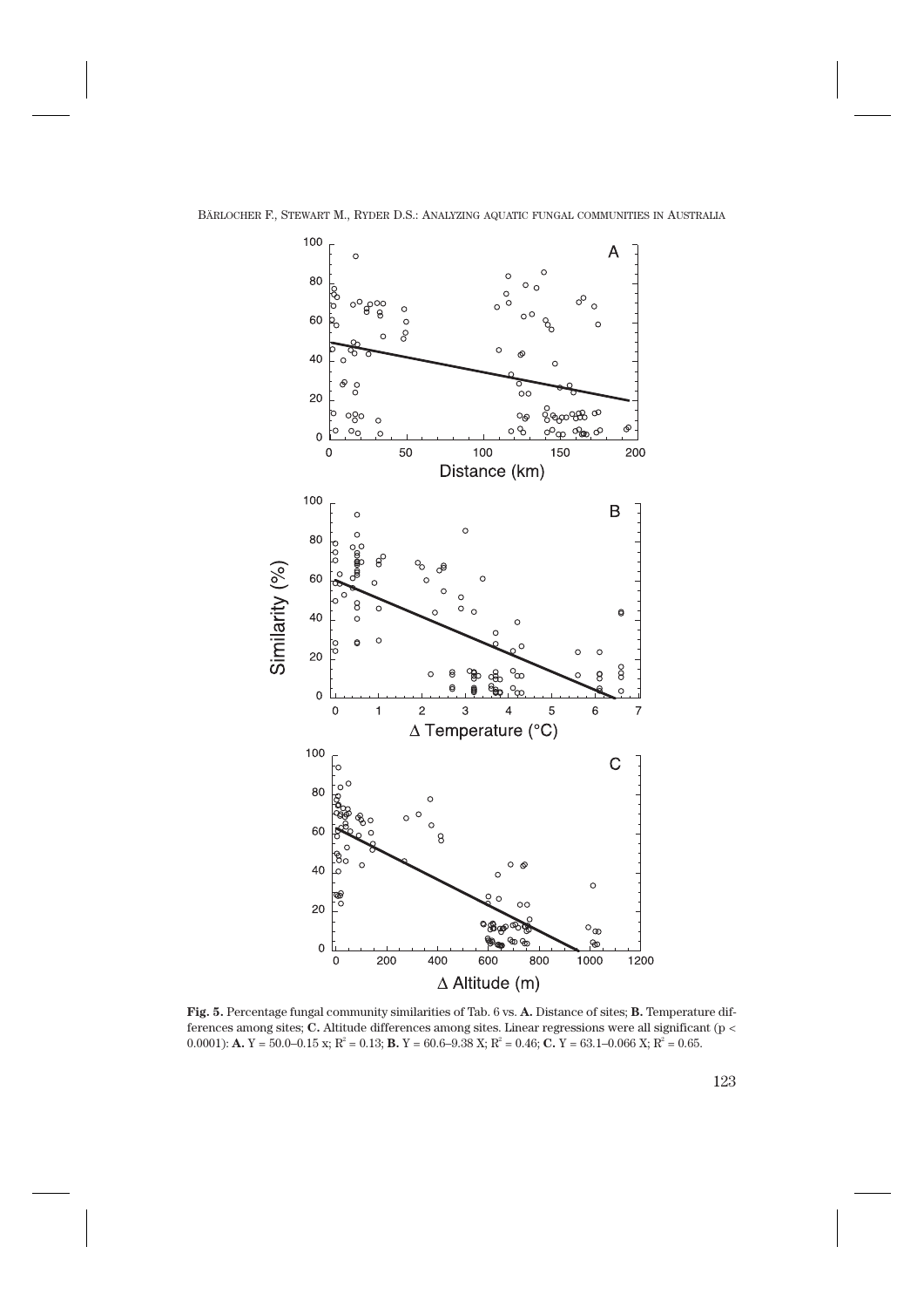**Fig. 5.** Percentage fungal community similarities of Tab. 6 vs. **A.** Distance of sites; **B.** Temperature differences among sites; **C.** Altitude differences among sites. Linear regressions were all significant ($p < 0.0001$): **A.** $Y = 50.0–0.15\ x$; $R^2 = 0.13$; **B.** $Y = 60.6–9.38\ X$; $R^2 = 0.46$; **C.** $Y = 63.1–0.066\ X$; $R^2 = 0.65$.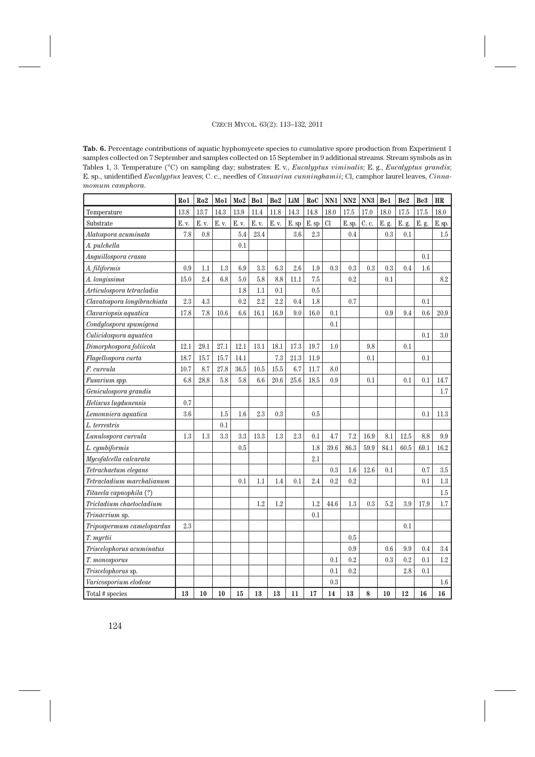**Tab. 6.** Percentage contributions of aquatic hyphomycete species to cumulative spore production from Experiment 1 samples collected on 7 September and samples collected on 15 September in 9 additional streams. Stream symbols as in Tables 1, 3. Temperature (°C) on sampling day; substrates: E. v., *Eucalyptus viminalis*; E. g., *Eucalyptus grandis*; E. sp., unidentified *Eucalyptus* leaves; C. c., needles of *Casuarina cunninghamii*; Cl, camphor laurel leaves, *Cinnamomum camphora*.

| | **Ro1** | **Ro2** | **Mo1** | **Mo2** | **Bo1** | **Bo2** | **LiM** | **RoC** | **NN1** | **NN2** | **NN3** | **Be1** | **Be2** | **Be3** | **HR** |
|---|---|---|---|---|---|---|---|---|---|---|---|---|---|---|---|
| Temperature | 13.8 | 13.7 | 14.3 | 13.9 | 11.4 | 11.8 | 14.3 | 14.8 | 18.0 | 17.5 | 17.0 | 18.0 | 17.5 | 17.5 | 18.0 |
| Substrate | E. v. | E. v. | E. v. | E. v. | E. v. | E. v. | E. sp | E. sp | Cl | E. sp. | C. c. | E. g. | E. g. | E. g. | E. sp. |
| *Alatospora acuminata* | 7.8 | 0.8 | | 5.4 | 23.4 | | 3.6 | 2.3 | | 0.4 | | 0.3 | 0.1 | | 1.5 |
| *A. pulchella* | | | | 0.1 | | | | | | | | | | | |
| *Anguillospora crassa* | | | | | | | | | | | | | | 0.1 | |
| *A. filiformis* | 0.9 | 1.1 | 1.3 | 6.9 | 3.3 | 6.3 | 2.6 | 1.9 | 0.3 | 0.3 | 0.3 | 0.3 | 0.4 | 1.6 | |
| *A. longissima* | 15.0 | 2.4 | 6.8 | 5.0 | 5.8 | 8.8 | 11.1 | 7.5 | | 0.2 | | 0.1 | | | 8.2 |
| *Articulospora tetracladia* | | | | 1.8 | 1.1 | 0.1 | | 0.5 | | | | | | | |
| *Clavatospora longibrachiata* | 2.3 | 4.3 | | 0.2 | 2.2 | 2.2 | 0.4 | 1.8 | | 0.7 | | | | 0.1 | |
| *Clavariopsis aquatica* | 17.8 | 7.8 | 10.6 | 6.6 | 16.1 | 16.9 | 9.0 | 16.0 | 0.1 | | | 0.9 | 9.4 | 0.6 | 20.9 |
| *Condylospora spumigena* | | | | | | | | | 0.1 | | | | | | |
| *Culicidospora aquatica* | | | | | | | | | | | | | | 0.1 | 3.0 |
| *Dimorphospora foliicola* | 12.1 | 29.1 | 27.1 | 12.1 | 13.1 | 18.1 | 17.3 | 19.7 | 1.0 | | 9.8 | | 0.1 | | |
| *Flagellospora curta* | 18.7 | 15.7 | 15.7 | 14.1 | | 7.3 | 21.3 | 11.9 | | | 0.1 | | | 0.1 | |
| *F. curvula* | 10.7 | 8.7 | 27.8 | 36.5 | 10.5 | 15.5 | 6.7 | 11.7 | 8.0 | | | | | | |
| *Fusarium spp.* | 6.8 | 28.8 | 5.8 | 5.8 | 6.6 | 20.6 | 25.6 | 18.5 | 0.9 | | 0.1 | | 0.1 | 0.1 | 14.7 |
| *Geniculospora grandis* | | | | | | | | | | | | | | | 1.7 |
| *Heliscus lugdunensis* | 0.7 | | | | | | | | | | | | | | |
| *Lemonniera aquatica* | 3.6 | | 1.5 | 1.6 | 2.3 | 0.3 | | 0.5 | | | | | | 0.1 | 11.3 |
| *L. terrestris* | | | 0.1 | | | | | | | | | | | | |
| *Lunulospora curvula* | 1.3 | 1.3 | 3.3 | 3.3 | 13.3 | 1.3 | 2.3 | 0.1 | 4.7 | 7.2 | 16.9 | 8.1 | 12.5 | 8.8 | 9.9 |
| *L. cymbiformis* | | | | 0.5 | | | | 1.8 | 39.6 | 86.3 | 59.9 | 84.1 | 60.5 | 69.1 | 16.2 |
| *Mycofalcella calcarata* | | | | | | | | 2.1 | | | | | | | |
| *Tetrachaetum elegans* | | | | | | | | | 0.3 | 1.6 | 12.6 | 0.1 | | 0.7 | 3.5 |
| *Tetracladium marchalianum* | | | | 0.1 | 1.1 | 1.4 | 0.1 | 2.4 | 0.2 | 0.2 | | | | 0.1 | 1.3 |
| *Titaeela capnophila* (?) | | | | | | | | | | | | | | | 1.5 |
| *Tricladium chaetocladium* | | | | | 1.2 | 1.2 | | 1.2 | 44.6 | 1.3 | 0.3 | 5.2 | 3.9 | 17.9 | 1.7 |
| *Trinacrium* sp. | | | | | | | | 0.1 | | | | | | | |
| *Tripospermum camelopardus* | 2.3 | | | | | | | | | | | | 0.1 | | |
| *T. myrtii* | | | | | | | | | | 0.5 | | | | | |
| *Triscelophorus acuminatus* | | | | | | | | | | 0.9 | | 0.6 | 9.9 | 0.4 | 3.4 |
| *T. monosporus* | | | | | | | | | 0.1 | 0.2 | | 0.3 | 0.2 | 0.1 | 1.2 |
| *Triscelophorus* sp. | | | | | | | | | 0.1 | 0.2 | | | 2.8 | 0.1 | |
| *Varicosporium elodeae* | | | | | | | | | 0.3 | | | | | | 1.6 |
| Total # species | **13** | **10** | **10** | **15** | **13** | **13** | **11** | **17** | **14** | **13** | **8** | **10** | **12** | **16** | **16** |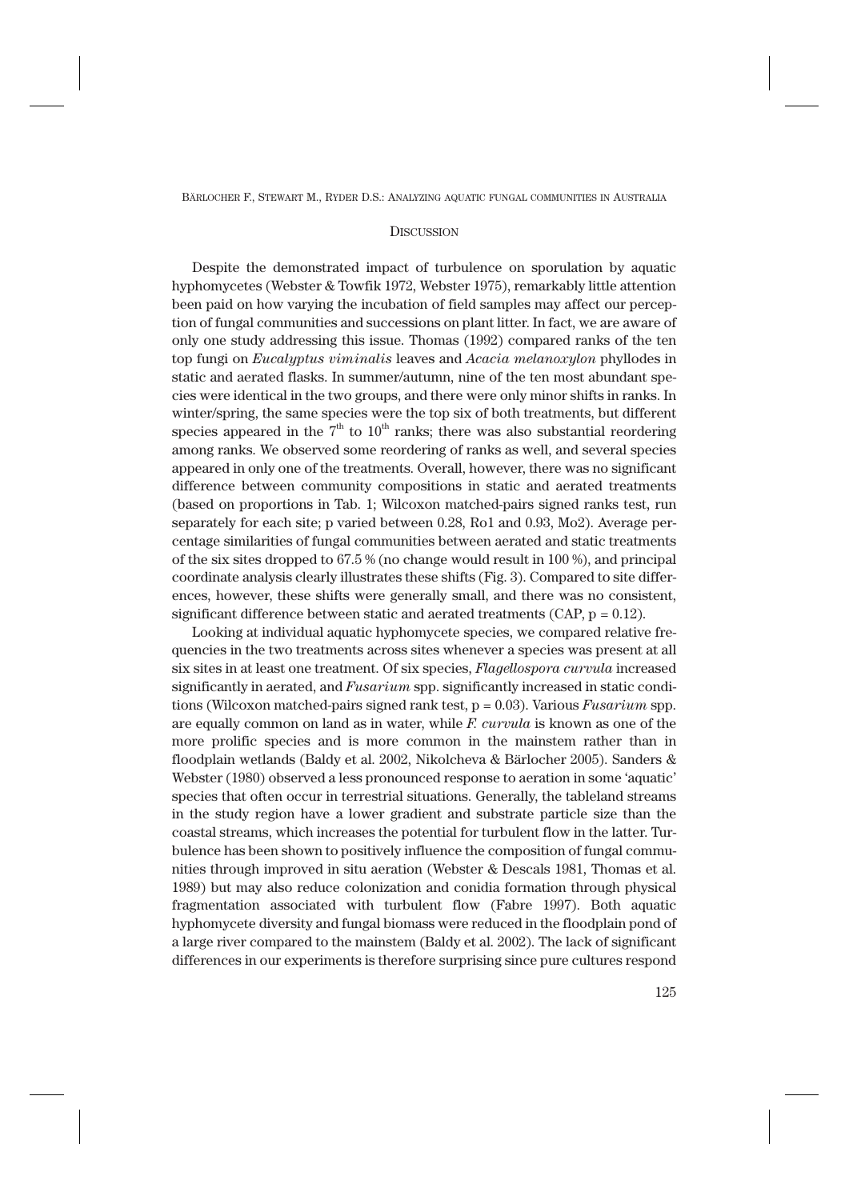## Discussion

Despite the demonstrated impact of turbulence on sporulation by aquatic hyphomycetes (Webster & Towfik 1972, Webster 1975), remarkably little attention been paid on how varying the incubation of field samples may affect our perception of fungal communities and successions on plant litter. In fact, we are aware of only one study addressing this issue. Thomas (1992) compared ranks of the ten top fungi on *Eucalyptus viminalis* leaves and *Acacia melanoxylon* phyllodes in static and aerated flasks. In summer/autumn, nine of the ten most abundant species were identical in the two groups, and there were only minor shifts in ranks. In winter/spring, the same species were the top six of both treatments, but different species appeared in the $7^{th}$ to $10^{th}$ ranks; there was also substantial reordering among ranks. We observed some reordering of ranks as well, and several species appeared in only one of the treatments. Overall, however, there was no significant difference between community compositions in static and aerated treatments (based on proportions in Tab. 1; Wilcoxon matched-pairs signed ranks test, run separately for each site; p varied between 0.28, Ro1 and 0.93, Mo2). Average percentage similarities of fungal communities between aerated and static treatments of the six sites dropped to 67.5 % (no change would result in 100 %), and principal coordinate analysis clearly illustrates these shifts (Fig. 3). Compared to site differences, however, these shifts were generally small, and there was no consistent, significant difference between static and aerated treatments (CAP, $p = 0.12$).

Looking at individual aquatic hyphomycete species, we compared relative frequencies in the two treatments across sites whenever a species was present at all six sites in at least one treatment. Of six species, *Flagellospora curvula* increased significantly in aerated, and *Fusarium* spp. significantly increased in static conditions (Wilcoxon matched-pairs signed rank test, $p = 0.03$). Various *Fusarium* spp. are equally common on land as in water, while *F. curvula* is known as one of the more prolific species and is more common in the mainstem rather than in floodplain wetlands (Baldy et al. 2002, Nikolcheva & Bärlocher 2005). Sanders & Webster (1980) observed a less pronounced response to aeration in some 'aquatic' species that often occur in terrestrial situations. Generally, the tableland streams in the study region have a lower gradient and substrate particle size than the coastal streams, which increases the potential for turbulent flow in the latter. Turbulence has been shown to positively influence the composition of fungal communities through improved in situ aeration (Webster & Descals 1981, Thomas et al. 1989) but may also reduce colonization and conidia formation through physical fragmentation associated with turbulent flow (Fabre 1997). Both aquatic hyphomycete diversity and fungal biomass were reduced in the floodplain pond of a large river compared to the mainstem (Baldy et al. 2002). The lack of significant differences in our experiments is therefore surprising since pure cultures respond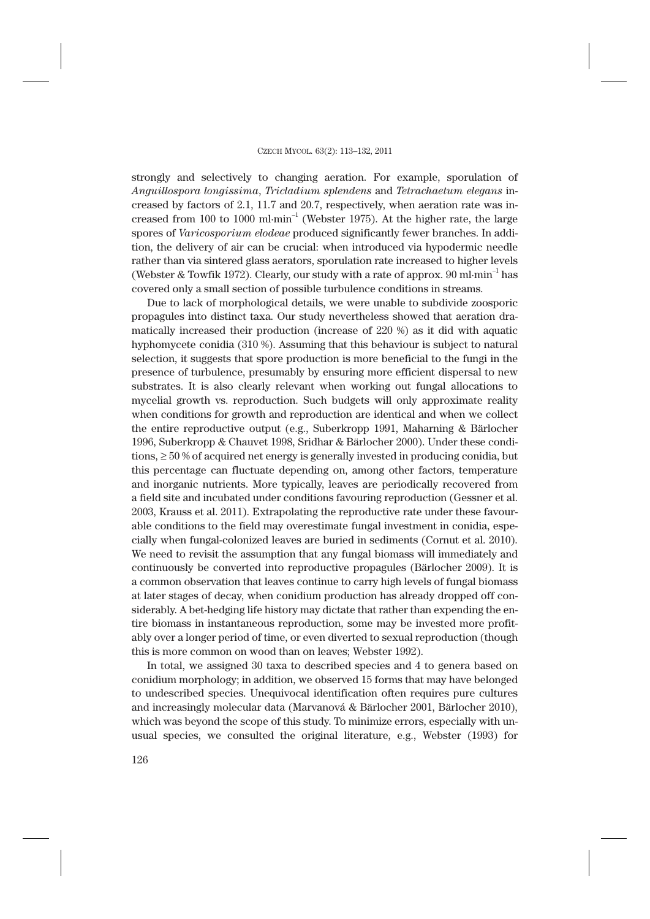strongly and selectively to changing aeration. For example, sporulation of *Anguillospora longissima*, *Tricladium splendens* and *Tetrachaetum elegans* increased by factors of 2.1, 11.7 and 20.7, respectively, when aeration rate was increased from 100 to 1000 ml·min$^{-1}$ (Webster 1975). At the higher rate, the large spores of *Varicosporium elodeae* produced significantly fewer branches. In addition, the delivery of air can be crucial: when introduced via hypodermic needle rather than via sintered glass aerators, sporulation rate increased to higher levels (Webster & Towfik 1972). Clearly, our study with a rate of approx. 90 ml·min$^{-1}$ has covered only a small section of possible turbulence conditions in streams.

Due to lack of morphological details, we were unable to subdivide zoosporic propagules into distinct taxa. Our study nevertheless showed that aeration dramatically increased their production (increase of 220 %) as it did with aquatic hyphomycete conidia (310 %). Assuming that this behaviour is subject to natural selection, it suggests that spore production is more beneficial to the fungi in the presence of turbulence, presumably by ensuring more efficient dispersal to new substrates. It is also clearly relevant when working out fungal allocations to mycelial growth vs. reproduction. Such budgets will only approximate reality when conditions for growth and reproduction are identical and when we collect the entire reproductive output (e.g., Suberkropp 1991, Maharning & Bärlocher 1996, Suberkropp & Chauvet 1998, Sridhar & Bärlocher 2000). Under these conditions, ≥ 50 % of acquired net energy is generally invested in producing conidia, but this percentage can fluctuate depending on, among other factors, temperature and inorganic nutrients. More typically, leaves are periodically recovered from a field site and incubated under conditions favouring reproduction (Gessner et al. 2003, Krauss et al. 2011). Extrapolating the reproductive rate under these favourable conditions to the field may overestimate fungal investment in conidia, especially when fungal-colonized leaves are buried in sediments (Cornut et al. 2010). We need to revisit the assumption that any fungal biomass will immediately and continuously be converted into reproductive propagules (Bärlocher 2009). It is a common observation that leaves continue to carry high levels of fungal biomass at later stages of decay, when conidium production has already dropped off considerably. A bet-hedging life history may dictate that rather than expending the entire biomass in instantaneous reproduction, some may be invested more profitably over a longer period of time, or even diverted to sexual reproduction (though this is more common on wood than on leaves; Webster 1992).

In total, we assigned 30 taxa to described species and 4 to genera based on conidium morphology; in addition, we observed 15 forms that may have belonged to undescribed species. Unequivocal identification often requires pure cultures and increasingly molecular data (Marvanová & Bärlocher 2001, Bärlocher 2010), which was beyond the scope of this study. To minimize errors, especially with unusual species, we consulted the original literature, e.g., Webster (1993) for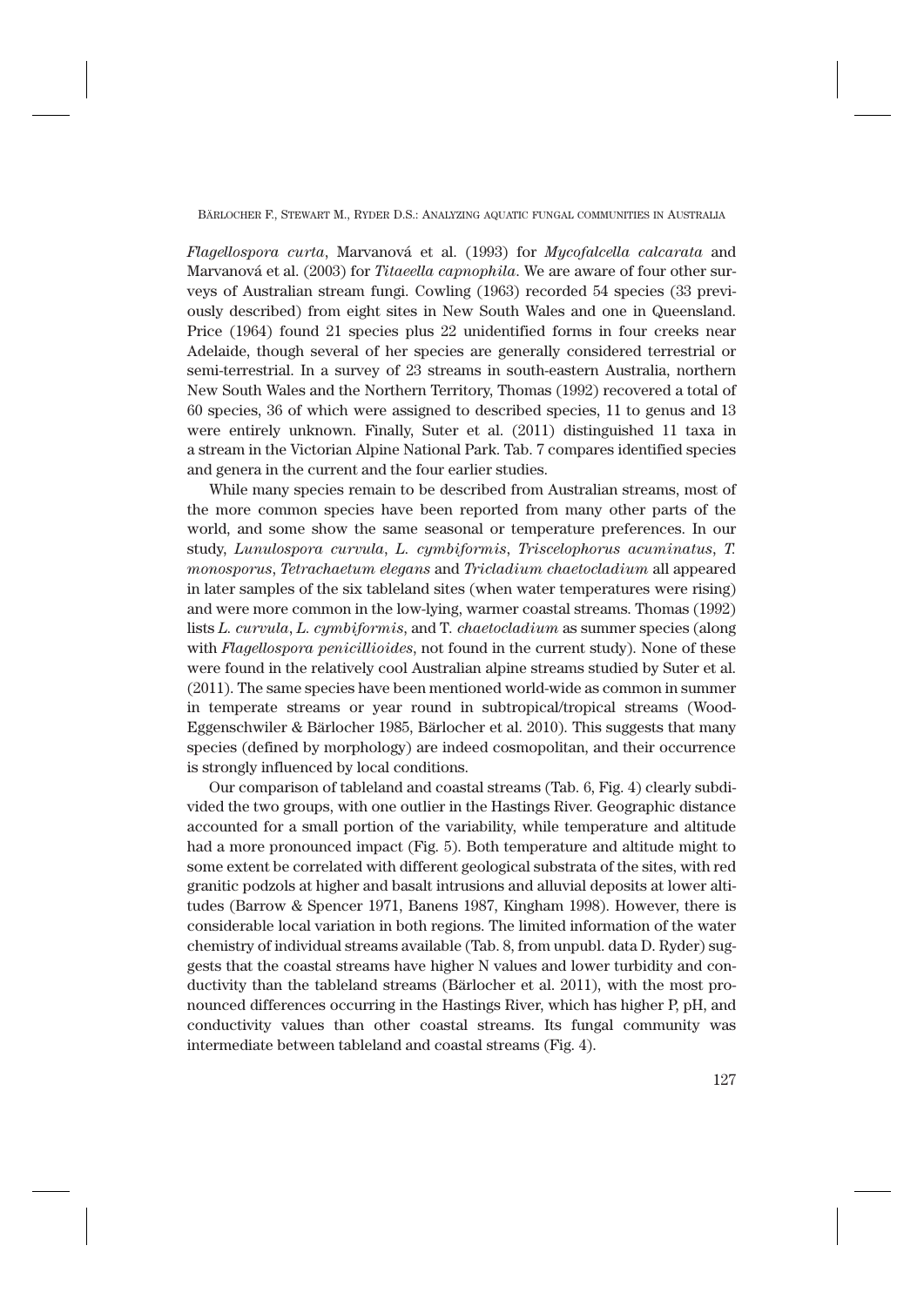*Flagellospora curta*, Marvanová et al. (1993) for *Mycofalcella calcarata* and Marvanová et al. (2003) for *Titaeella capnophila*. We are aware of four other surveys of Australian stream fungi. Cowling (1963) recorded 54 species (33 previously described) from eight sites in New South Wales and one in Queensland. Price (1964) found 21 species plus 22 unidentified forms in four creeks near Adelaide, though several of her species are generally considered terrestrial or semi-terrestrial. In a survey of 23 streams in south-eastern Australia, northern New South Wales and the Northern Territory, Thomas (1992) recovered a total of 60 species, 36 of which were assigned to described species, 11 to genus and 13 were entirely unknown. Finally, Suter et al. (2011) distinguished 11 taxa in a stream in the Victorian Alpine National Park. Tab. 7 compares identified species and genera in the current and the four earlier studies.

While many species remain to be described from Australian streams, most of the more common species have been reported from many other parts of the world, and some show the same seasonal or temperature preferences. In our study, *Lunulospora curvula*, *L. cymbiformis*, *Triscelophorus acuminatus*, *T. monosporus*, *Tetrachaetum elegans* and *Tricladium chaetocladium* all appeared in later samples of the six tableland sites (when water temperatures were rising) and were more common in the low-lying, warmer coastal streams. Thomas (1992) lists *L. curvula*, *L. cymbiformis*, and T. *chaetocladium* as summer species (along with *Flagellospora penicillioides*, not found in the current study). None of these were found in the relatively cool Australian alpine streams studied by Suter et al. (2011). The same species have been mentioned world-wide as common in summer in temperate streams or year round in subtropical/tropical streams (Wood-Eggenschwiler & Bärlocher 1985, Bärlocher et al. 2010). This suggests that many species (defined by morphology) are indeed cosmopolitan, and their occurrence is strongly influenced by local conditions.

Our comparison of tableland and coastal streams (Tab. 6, Fig. 4) clearly subdivided the two groups, with one outlier in the Hastings River. Geographic distance accounted for a small portion of the variability, while temperature and altitude had a more pronounced impact (Fig. 5). Both temperature and altitude might to some extent be correlated with different geological substrata of the sites, with red granitic podzols at higher and basalt intrusions and alluvial deposits at lower altitudes (Barrow & Spencer 1971, Banens 1987, Kingham 1998). However, there is considerable local variation in both regions. The limited information of the water chemistry of individual streams available (Tab. 8, from unpubl. data D. Ryder) suggests that the coastal streams have higher N values and lower turbidity and conductivity than the tableland streams (Bärlocher et al. 2011), with the most pronounced differences occurring in the Hastings River, which has higher P, pH, and conductivity values than other coastal streams. Its fungal community was intermediate between tableland and coastal streams (Fig. 4).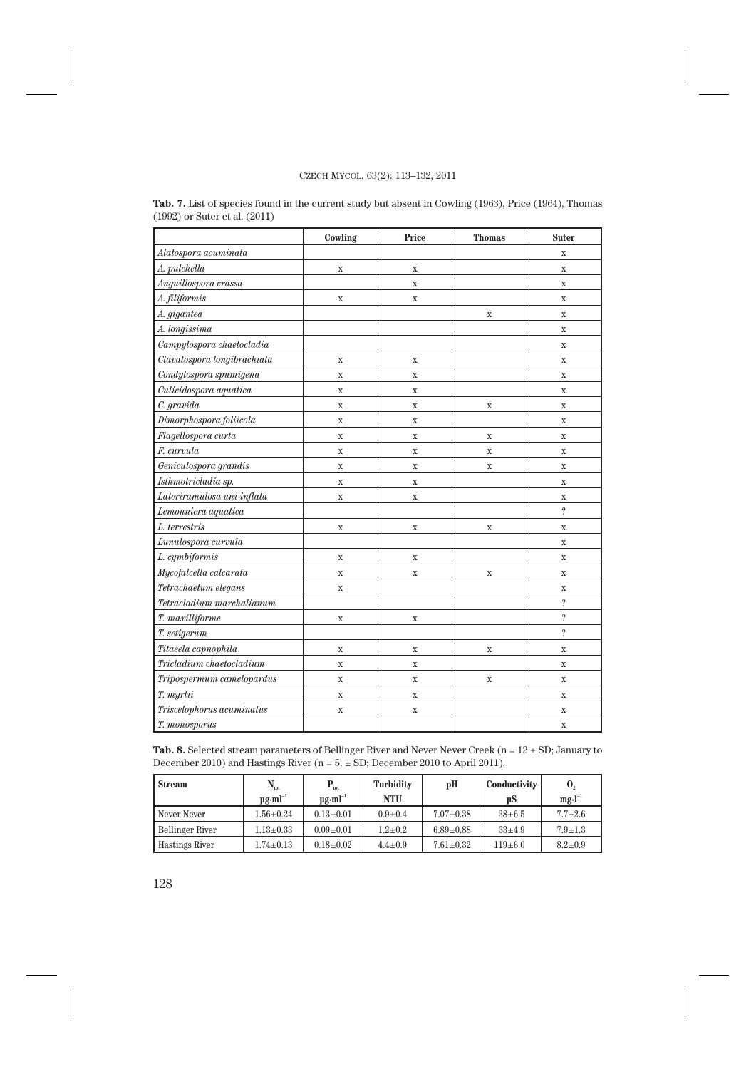**Tab. 7.** List of species found in the current study but absent in Cowling (1963), Price (1964), Thomas (1992) or Suter et al. (2011)

| | Cowling | Price | Thomas | Suter |
|---|---|---|---|---|
| *Alatospora acuminata* | | | | x |
| *A. pulchella* | x | x | | x |
| *Anguillospora crassa* | | x | | x |
| *A. filiformis* | x | x | | x |
| *A. gigantea* | | | x | x |
| *A. longissima* | | | | x |
| *Campylospora chaetocladia* | | | | x |
| *Clavatospora longibrachiata* | x | x | | x |
| *Condylospora spumigena* | x | x | | x |
| *Culicidospora aquatica* | x | x | | x |
| *C. gravida* | x | x | x | x |
| *Dimorphospora foliicola* | x | x | | x |
| *Flagellospora curta* | x | x | x | x |
| *F. curvula* | x | x | x | x |
| *Geniculospora grandis* | x | x | x | x |
| *Isthmotricladia sp.* | x | x | | x |
| *Lateriramulosa uni-inflata* | x | x | | x |
| *Lemonniera aquatica* | | | | ? |
| *L. terrestris* | x | x | x | x |
| *Lunulospora curvula* | | | | x |
| *L. cymbiformis* | x | x | | x |
| *Mycofalcella calcarata* | x | x | x | x |
| *Tetrachaetum elegans* | x | | | x |
| *Tetracladium marchalianum* | | | | ? |
| *T. maxilliforme* | x | x | | ? |
| *T. setigerum* | | | | ? |
| *Titaeela capnophila* | x | x | x | x |
| *Tricladium chaetocladium* | x | x | | x |
| *Tripospermum camelopardus* | x | x | x | x |
| *T. myrtii* | x | x | | x |
| *Triscelophorus acuminatus* | x | x | | x |
| *T. monosporus* | | | | x |

**Tab. 8.** Selected stream parameters of Bellinger River and Never Never Creek (n = 12 ± SD; January to December 2010) and Hastings River (n = 5, ± SD; December 2010 to April 2011).

| Stream | $N_{tot}$ $\mu g{\cdot}ml^{-1}$ | $P_{tot}$ $\mu g{\cdot}ml^{-1}$ | Turbidity NTU | pH | Conductivity µS | $O_2$ $mg{\cdot}l^{-1}$ |
|---|---|---|---|---|---|---|
| Never Never | 1.56±0.24 | 0.13±0.01 | 0.9±0.4 | 7.07±0.38 | 38±6.5 | 7.7±2.6 |
| Bellinger River | 1.13±0.33 | 0.09±0.01 | 1.2±0.2 | 6.89±0.88 | 33±4.9 | 7.9±1.3 |
| Hastings River | 1.74±0.13 | 0.18±0.02 | 4.4±0.9 | 7.61±0.32 | 119±6.0 | 8.2±0.9 |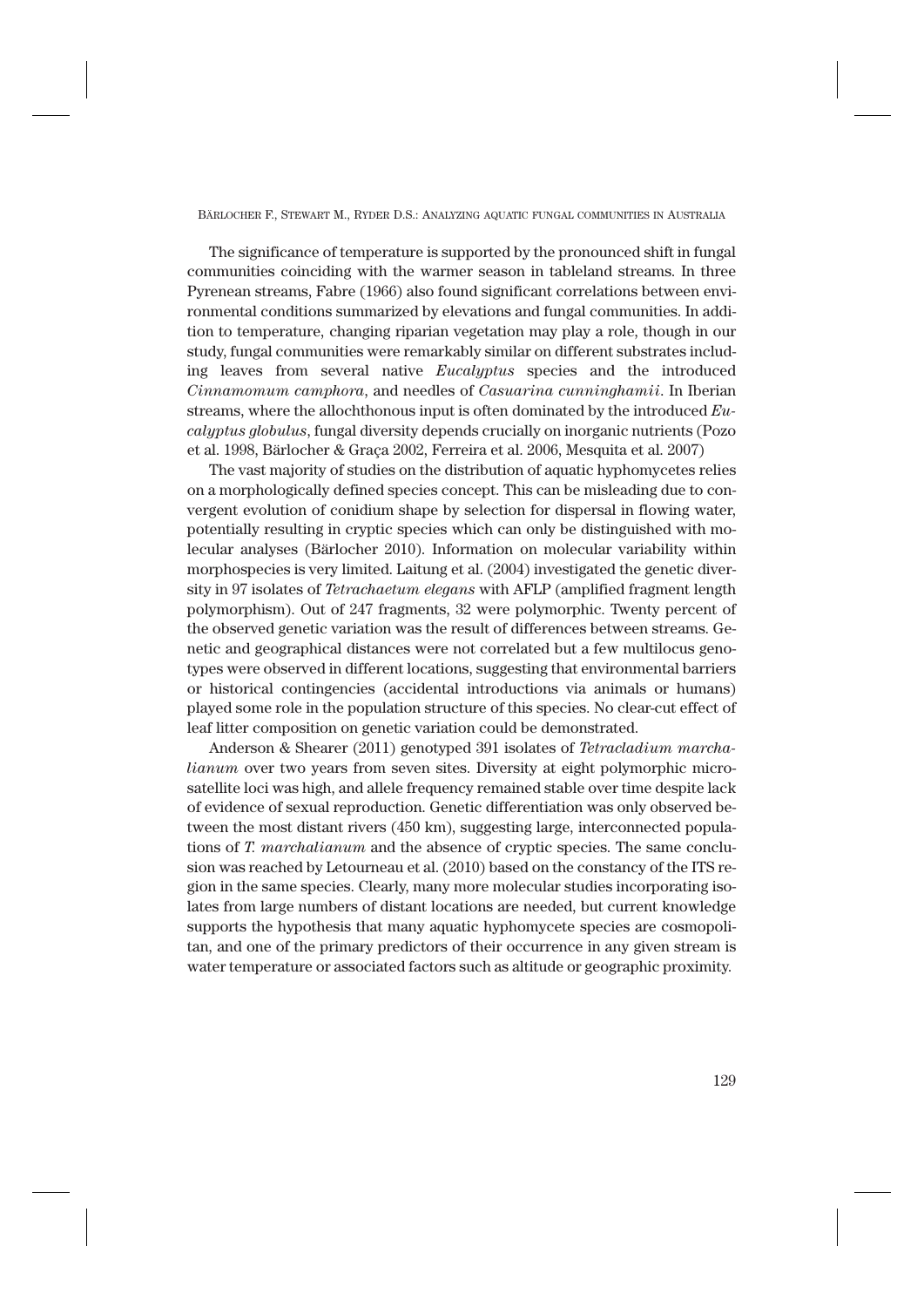The significance of temperature is supported by the pronounced shift in fungal communities coinciding with the warmer season in tableland streams. In three Pyrenean streams, Fabre (1966) also found significant correlations between environmental conditions summarized by elevations and fungal communities. In addition to temperature, changing riparian vegetation may play a role, though in our study, fungal communities were remarkably similar on different substrates including leaves from several native *Eucalyptus* species and the introduced *Cinnamomum camphora*, and needles of *Casuarina cunninghamii*. In Iberian streams, where the allochthonous input is often dominated by the introduced *Eucalyptus globulus*, fungal diversity depends crucially on inorganic nutrients (Pozo et al. 1998, Bärlocher & Graça 2002, Ferreira et al. 2006, Mesquita et al. 2007)

The vast majority of studies on the distribution of aquatic hyphomycetes relies on a morphologically defined species concept. This can be misleading due to convergent evolution of conidium shape by selection for dispersal in flowing water, potentially resulting in cryptic species which can only be distinguished with molecular analyses (Bärlocher 2010). Information on molecular variability within morphospecies is very limited. Laitung et al. (2004) investigated the genetic diversity in 97 isolates of *Tetrachaetum elegans* with AFLP (amplified fragment length polymorphism). Out of 247 fragments, 32 were polymorphic. Twenty percent of the observed genetic variation was the result of differences between streams. Genetic and geographical distances were not correlated but a few multilocus genotypes were observed in different locations, suggesting that environmental barriers or historical contingencies (accidental introductions via animals or humans) played some role in the population structure of this species. No clear-cut effect of leaf litter composition on genetic variation could be demonstrated.

Anderson & Shearer (2011) genotyped 391 isolates of *Tetracladium marchalianum* over two years from seven sites. Diversity at eight polymorphic microsatellite loci was high, and allele frequency remained stable over time despite lack of evidence of sexual reproduction. Genetic differentiation was only observed between the most distant rivers (450 km), suggesting large, interconnected populations of *T. marchalianum* and the absence of cryptic species. The same conclusion was reached by Letourneau et al. (2010) based on the constancy of the ITS region in the same species. Clearly, many more molecular studies incorporating isolates from large numbers of distant locations are needed, but current knowledge supports the hypothesis that many aquatic hyphomycete species are cosmopolitan, and one of the primary predictors of their occurrence in any given stream is water temperature or associated factors such as altitude or geographic proximity.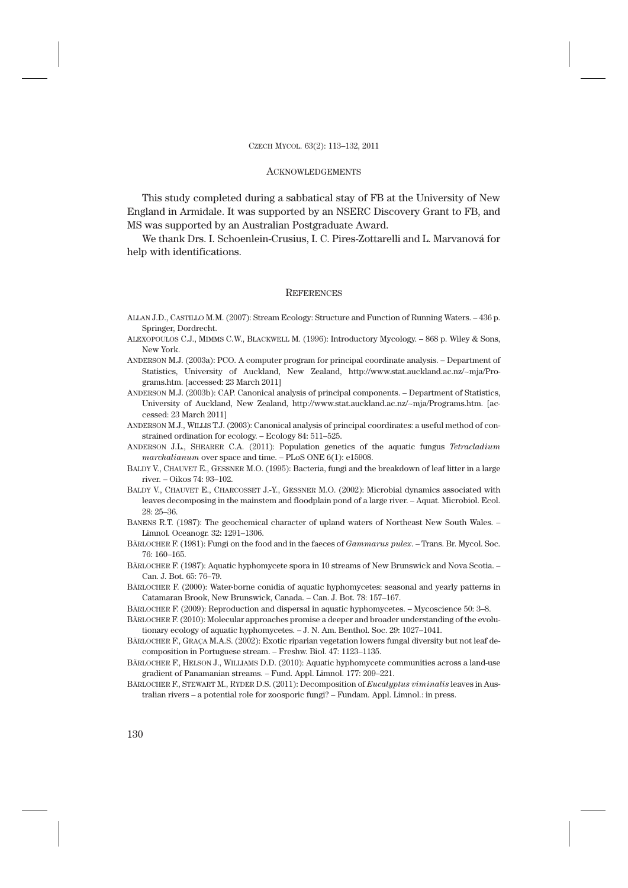## Acknowledgements

This study completed during a sabbatical stay of FB at the University of New England in Armidale. It was supported by an NSERC Discovery Grant to FB, and MS was supported by an Australian Postgraduate Award.

We thank Drs. I. Schoenlein-Crusius, I. C. Pires-Zottarelli and L. Marvanová for help with identifications.

## References

Allan J.D., Castillo M.M. (2007): Stream Ecology: Structure and Function of Running Waters. – 436 p. Springer, Dordrecht.

Alexopoulos C.J., Mimms C.W., Blackwell M. (1996): Introductory Mycology. – 868 p. Wiley & Sons, New York.

Anderson M.J. (2003a): PCO. A computer program for principal coordinate analysis. – Department of Statistics, University of Auckland, New Zealand, http://www.stat.auckland.ac.nz/~mja/Programs.htm. [accessed: 23 March 2011]

Anderson M.J. (2003b): CAP. Canonical analysis of principal components. – Department of Statistics, University of Auckland, New Zealand, http://www.stat.auckland.ac.nz/~mja/Programs.htm. [accessed: 23 March 2011]

Anderson M.J., Willis T.J. (2003): Canonical analysis of principal coordinates: a useful method of constrained ordination for ecology. – Ecology 84: 511–525.

Anderson J.L., Shearer C.A. (2011): Population genetics of the aquatic fungus *Tetracladium marchalianum* over space and time. – PLoS ONE 6(1): e15908.

Baldy V., Chauvet E., Gessner M.O. (1995): Bacteria, fungi and the breakdown of leaf litter in a large river. – Oikos 74: 93–102.

Baldy V., Chauvet E., Charcosset J.-Y., Gessner M.O. (2002): Microbial dynamics associated with leaves decomposing in the mainstem and floodplain pond of a large river. – Aquat. Microbiol. Ecol. 28: 25–36.

Banens R.T. (1987): The geochemical character of upland waters of Northeast New South Wales. – Limnol. Oceanogr. 32: 1291–1306.

Bärlocher F. (1981): Fungi on the food and in the faeces of *Gammarus pulex*. – Trans. Br. Mycol. Soc. 76: 160–165.

Bärlocher F. (1987): Aquatic hyphomycete spora in 10 streams of New Brunswick and Nova Scotia. – Can. J. Bot. 65: 76–79.

Bärlocher F. (2000): Water-borne conidia of aquatic hyphomycetes: seasonal and yearly patterns in Catamaran Brook, New Brunswick, Canada. – Can. J. Bot. 78: 157–167.

Bärlocher F. (2009): Reproduction and dispersal in aquatic hyphomycetes. – Mycoscience 50: 3–8.

Bärlocher F. (2010): Molecular approaches promise a deeper and broader understanding of the evolutionary ecology of aquatic hyphomycetes. – J. N. Am. Benthol. Soc. 29: 1027–1041.

Bärlocher F., Graça M.A.S. (2002): Exotic riparian vegetation lowers fungal diversity but not leaf decomposition in Portuguese stream. – Freshw. Biol. 47: 1123–1135.

Bärlocher F., Helson J., Williams D.D. (2010): Aquatic hyphomycete communities across a land-use gradient of Panamanian streams. – Fund. Appl. Limnol. 177: 209–221.

Bärlocher F., Stewart M., Ryder D.S. (2011): Decomposition of *Eucalyptus viminalis* leaves in Australian rivers – a potential role for zoosporic fungi? – Fundam. Appl. Limnol.: in press.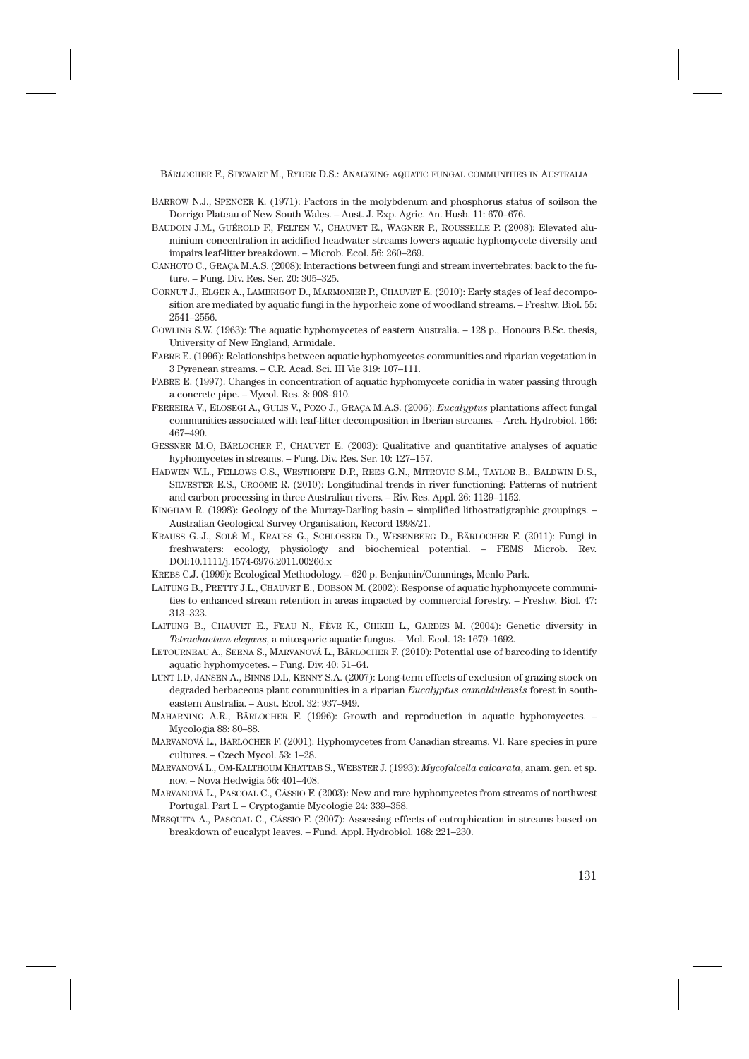BARROW N.J., SPENCER K. (1971): Factors in the molybdenum and phosphorus status of soilson the Dorrigo Plateau of New South Wales. – Aust. J. Exp. Agric. An. Husb. 11: 670–676.

BAUDOIN J.M., GUÉROLD F., FELTEN V., CHAUVET E., WAGNER P., ROUSSELLE P. (2008): Elevated aluminium concentration in acidified headwater streams lowers aquatic hyphomycete diversity and impairs leaf-litter breakdown. – Microb. Ecol. 56: 260–269.

CANHOTO C., GRAÇA M.A.S. (2008): Interactions between fungi and stream invertebrates: back to the future. – Fung. Div. Res. Ser. 20: 305–325.

CORNUT J., ELGER A., LAMBRIGOT D., MARMONIER P., CHAUVET E. (2010): Early stages of leaf decomposition are mediated by aquatic fungi in the hyporheic zone of woodland streams. – Freshw. Biol. 55: 2541–2556.

COWLING S.W. (1963): The aquatic hyphomycetes of eastern Australia. – 128 p., Honours B.Sc. thesis, University of New England, Armidale.

FABRE E. (1996): Relationships between aquatic hyphomycetes communities and riparian vegetation in 3 Pyrenean streams. – C.R. Acad. Sci. III Vie 319: 107–111.

FABRE E. (1997): Changes in concentration of aquatic hyphomycete conidia in water passing through a concrete pipe. – Mycol. Res. 8: 908–910.

FERREIRA V., ELOSEGI A., GULIS V., POZO J., GRAÇA M.A.S. (2006): *Eucalyptus* plantations affect fungal communities associated with leaf-litter decomposition in Iberian streams. – Arch. Hydrobiol. 166: 467–490.

GESSNER M.O, BÄRLOCHER F., CHAUVET E. (2003): Qualitative and quantitative analyses of aquatic hyphomycetes in streams. – Fung. Div. Res. Ser. 10: 127–157.

HADWEN W.L., FELLOWS C.S., WESTHORPE D.P., REES G.N., MITROVIC S.M., TAYLOR B., BALDWIN D.S., SILVESTER E.S., CROOME R. (2010): Longitudinal trends in river functioning: Patterns of nutrient and carbon processing in three Australian rivers. – Riv. Res. Appl. 26: 1129–1152.

KINGHAM R. (1998): Geology of the Murray-Darling basin – simplified lithostratigraphic groupings. – Australian Geological Survey Organisation, Record 1998/21.

KRAUSS G.-J., SOLÉ M., KRAUSS G., SCHLOSSER D., WESENBERG D., BÄRLOCHER F. (2011): Fungi in freshwaters: ecology, physiology and biochemical potential. – FEMS Microb. Rev. DOI:10.1111/j.1574-6976.2011.00266.x

KREBS C.J. (1999): Ecological Methodology. – 620 p. Benjamin/Cummings, Menlo Park.

LAITUNG B., PRETTY J.L., CHAUVET E., DOBSON M. (2002): Response of aquatic hyphomycete communities to enhanced stream retention in areas impacted by commercial forestry. – Freshw. Biol. 47: 313–323.

LAITUNG B., CHAUVET E., FEAU N., FÈVE K., CHIKHI L., GARDES M. (2004): Genetic diversity in *Tetrachaetum elegans*, a mitosporic aquatic fungus. – Mol. Ecol. 13: 1679–1692.

LETOURNEAU A., SEENA S., MARVANOVÁ L., BÄRLOCHER F. (2010): Potential use of barcoding to identify aquatic hyphomycetes. – Fung. Div. 40: 51–64.

LUNT I.D, JANSEN A., BINNS D.L, KENNY S.A. (2007): Long-term effects of exclusion of grazing stock on degraded herbaceous plant communities in a riparian *Eucalyptus camaldulensis* forest in south-eastern Australia. – Aust. Ecol. 32: 937–949.

MAHARNING A.R., BÄRLOCHER F. (1996): Growth and reproduction in aquatic hyphomycetes. – Mycologia 88: 80–88.

MARVANOVÁ L., BÄRLOCHER F. (2001): Hyphomycetes from Canadian streams. VI. Rare species in pure cultures. – Czech Mycol. 53: 1–28.

MARVANOVÁ L., OM-KALTHOUM KHATTAB S., WEBSTER J. (1993): *Mycofalcella calcarata*, anam. gen. et sp. nov. – Nova Hedwigia 56: 401–408.

MARVANOVÁ L., PASCOAL C., CÁSSIO F. (2003): New and rare hyphomycetes from streams of northwest Portugal. Part I. – Cryptogamie Mycologie 24: 339–358.

MESQUITA A., PASCOAL C., CÁSSIO F. (2007): Assessing effects of eutrophication in streams based on breakdown of eucalypt leaves. – Fund. Appl. Hydrobiol. 168: 221–230.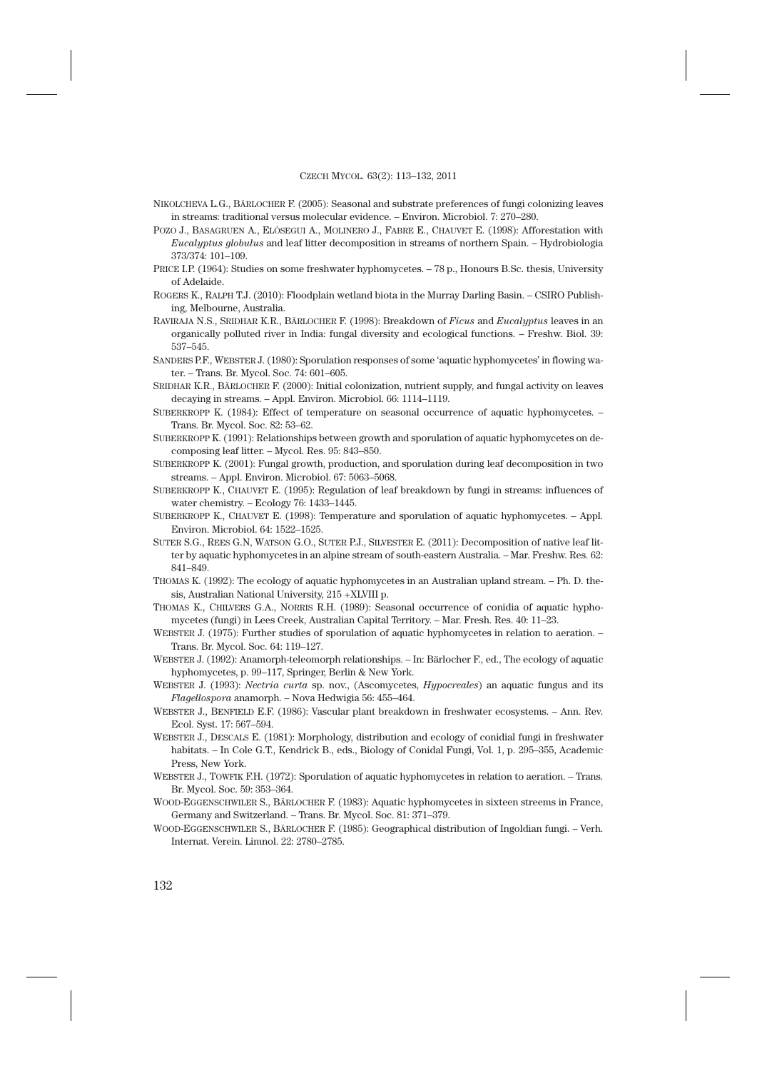Nikolcheva L.G., Bärlocher F. (2005): Seasonal and substrate preferences of fungi colonizing leaves in streams: traditional versus molecular evidence. – Environ. Microbiol. 7: 270–280.

Pozo J., Basagruen A., Elósegui A., Molinero J., Fabre E., Chauvet E. (1998): Afforestation with *Eucalyptus globulus* and leaf litter decomposition in streams of northern Spain. – Hydrobiologia 373/374: 101–109.

Price I.P. (1964): Studies on some freshwater hyphomycetes. – 78 p., Honours B.Sc. thesis, University of Adelaide.

Rogers K., Ralph T.J. (2010): Floodplain wetland biota in the Murray Darling Basin. – CSIRO Publishing, Melbourne, Australia.

Raviraja N.S., Sridhar K.R., Bärlocher F. (1998): Breakdown of *Ficus* and *Eucalyptus* leaves in an organically polluted river in India: fungal diversity and ecological functions. – Freshw. Biol. 39: 537–545.

Sanders P.F., Webster J. (1980): Sporulation responses of some 'aquatic hyphomycetes' in flowing water. – Trans. Br. Mycol. Soc. 74: 601–605.

Sridhar K.R., Bärlocher F. (2000): Initial colonization, nutrient supply, and fungal activity on leaves decaying in streams. – Appl. Environ. Microbiol. 66: 1114–1119.

Suberkropp K. (1984): Effect of temperature on seasonal occurrence of aquatic hyphomycetes. – Trans. Br. Mycol. Soc. 82: 53–62.

Suberkropp K. (1991): Relationships between growth and sporulation of aquatic hyphomycetes on decomposing leaf litter. – Mycol. Res. 95: 843–850.

Suberkropp K. (2001): Fungal growth, production, and sporulation during leaf decomposition in two streams. – Appl. Environ. Microbiol. 67: 5063–5068.

Suberkropp K., Chauvet E. (1995): Regulation of leaf breakdown by fungi in streams: influences of water chemistry. – Ecology 76: 1433–1445.

Suberkropp K., Chauvet E. (1998): Temperature and sporulation of aquatic hyphomycetes. – Appl. Environ. Microbiol. 64: 1522–1525.

Suter S.G., Rees G.N, Watson G.O., Suter P.J., Silvester E. (2011): Decomposition of native leaf litter by aquatic hyphomycetes in an alpine stream of south-eastern Australia. – Mar. Freshw. Res. 62: 841–849.

Thomas K. (1992): The ecology of aquatic hyphomycetes in an Australian upland stream. – Ph. D. thesis, Australian National University, 215 +XLVIII p.

Thomas K., Chilvers G.A., Norris R.H. (1989): Seasonal occurrence of conidia of aquatic hyphomycetes (fungi) in Lees Creek, Australian Capital Territory. – Mar. Fresh. Res. 40: 11–23.

Webster J. (1975): Further studies of sporulation of aquatic hyphomycetes in relation to aeration. – Trans. Br. Mycol. Soc. 64: 119–127.

Webster J. (1992): Anamorph-teleomorph relationships. – In: Bärlocher F., ed., The ecology of aquatic hyphomycetes, p. 99–117, Springer, Berlin & New York.

Webster J. (1993): *Nectria curta* sp. nov., (Ascomycetes, *Hypocreales*) an aquatic fungus and its *Flagellospora* anamorph. – Nova Hedwigia 56: 455–464.

Webster J., Benfield E.F. (1986): Vascular plant breakdown in freshwater ecosystems. – Ann. Rev. Ecol. Syst. 17: 567–594.

Webster J., Descals E. (1981): Morphology, distribution and ecology of conidial fungi in freshwater habitats. – In Cole G.T., Kendrick B., eds., Biology of Conidal Fungi, Vol. 1, p. 295–355, Academic Press, New York.

Webster J., Towfik F.H. (1972): Sporulation of aquatic hyphomycetes in relation to aeration. – Trans. Br. Mycol. Soc. 59: 353–364.

Wood-Eggenschwiler S., Bärlocher F. (1983): Aquatic hyphomycetes in sixteen streems in France, Germany and Switzerland. – Trans. Br. Mycol. Soc. 81: 371–379.

Wood-Eggenschwiler S., Bärlocher F. (1985): Geographical distribution of Ingoldian fungi. – Verh. Internat. Verein. Limnol. 22: 2780–2785.